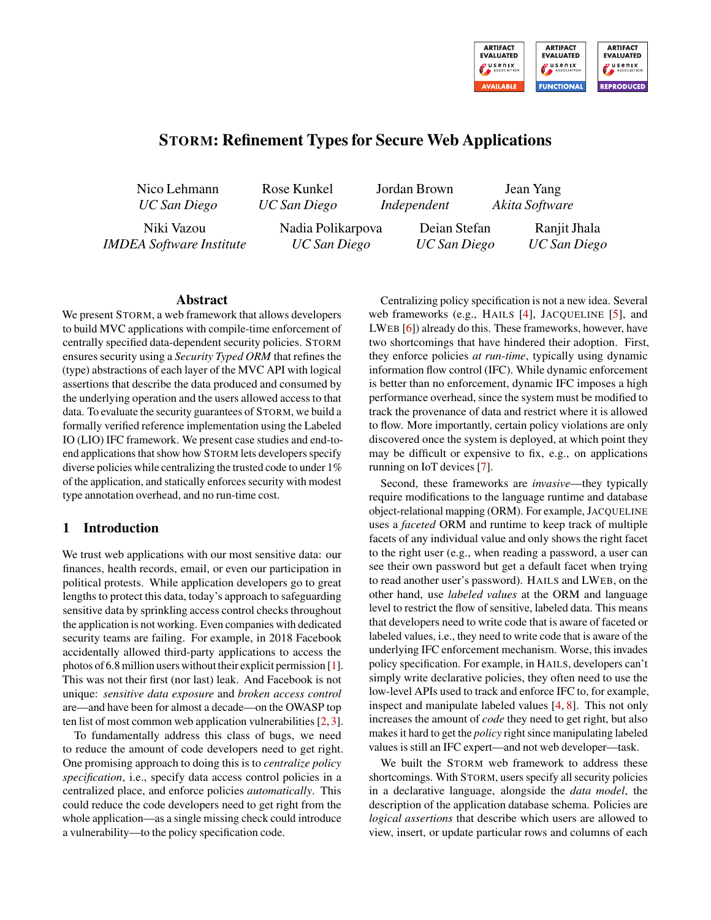# STORM: Refinement Types for Secure Web Applications

Nico Lehmann, *UC San Diego*
Rose Kunkel, *UC San Diego*
Jordan Brown, *Independent*
Jean Yang, *Akita Software*
Niki Vazou, *IMDEA Software Institute*
Nadia Polikarpova, *UC San Diego*
Deian Stefan, *UC San Diego*
Ranjit Jhala, *UC San Diego*

## Abstract

We present STORM, a web framework that allows developers to build MVC applications with compile-time enforcement of centrally specified data-dependent security policies. STORM ensures security using a *Security Typed ORM* that refines the (type) abstractions of each layer of the MVC API with logical assertions that describe the data produced and consumed by the underlying operation and the users allowed access to that data. To evaluate the security guarantees of STORM, we build a formally verified reference implementation using the Labeled IO (LIO) IFC framework. We present case studies and end-to-end applications that show how STORM lets developers specify diverse policies while centralizing the trusted code to under 1% of the application, and statically enforces security with modest type annotation overhead, and no run-time cost.

## 1 Introduction

We trust web applications with our most sensitive data: our finances, health records, email, or even our participation in political protests. While application developers go to great lengths to protect this data, today's approach to safeguarding sensitive data by sprinkling access control checks throughout the application is not working. Even companies with dedicated security teams are failing. For example, in 2018 Facebook accidentally allowed third-party applications to access the photos of 6.8 million users without their explicit permission [1]. This was not their first (nor last) leak. And Facebook is not unique: *sensitive data exposure* and *broken access control* are—and have been for almost a decade—on the OWASP top ten list of most common web application vulnerabilities [2, 3].

To fundamentally address this class of bugs, we need to reduce the amount of code developers need to get right. One promising approach to doing this is to *centralize policy specification*, i.e., specify data access control policies in a centralized place, and enforce policies *automatically*. This could reduce the code developers need to get right from the whole application—as a single missing check could introduce a vulnerability—to the policy specification code.

Centralizing policy specification is not a new idea. Several web frameworks (e.g., HAILS [4], JACQUELINE [5], and LWEB [6]) already do this. These frameworks, however, have two shortcomings that have hindered their adoption. First, they enforce policies *at run-time*, typically using dynamic information flow control (IFC). While dynamic enforcement is better than no enforcement, dynamic IFC imposes a high performance overhead, since the system must be modified to track the provenance of data and restrict where it is allowed to flow. More importantly, certain policy violations are only discovered once the system is deployed, at which point they may be difficult or expensive to fix, e.g., on applications running on IoT devices [7].

Second, these frameworks are *invasive*—they typically require modifications to the language runtime and database object-relational mapping (ORM). For example, JACQUELINE uses a *faceted* ORM and runtime to keep track of multiple facets of any individual value and only shows the right facet to the right user (e.g., when reading a password, a user can see their own password but get a default facet when trying to read another user's password). HAILS and LWEB, on the other hand, use *labeled values* at the ORM and language level to restrict the flow of sensitive, labeled data. This means that developers need to write code that is aware of faceted or labeled values, i.e., they need to write code that is aware of the underlying IFC enforcement mechanism. Worse, this invades policy specification. For example, in HAILS, developers can't simply write declarative policies, they often need to use the low-level APIs used to track and enforce IFC to, for example, inspect and manipulate labeled values [4, 8]. This not only increases the amount of *code* they need to get right, but also makes it hard to get the *policy* right since manipulating labeled values is still an IFC expert—and not web developer—task.

We built the STORM web framework to address these shortcomings. With STORM, users specify all security policies in a declarative language, alongside the *data model*, the description of the application database schema. Policies are *logical assertions* that describe which users are allowed to view, insert, or update particular rows and columns of each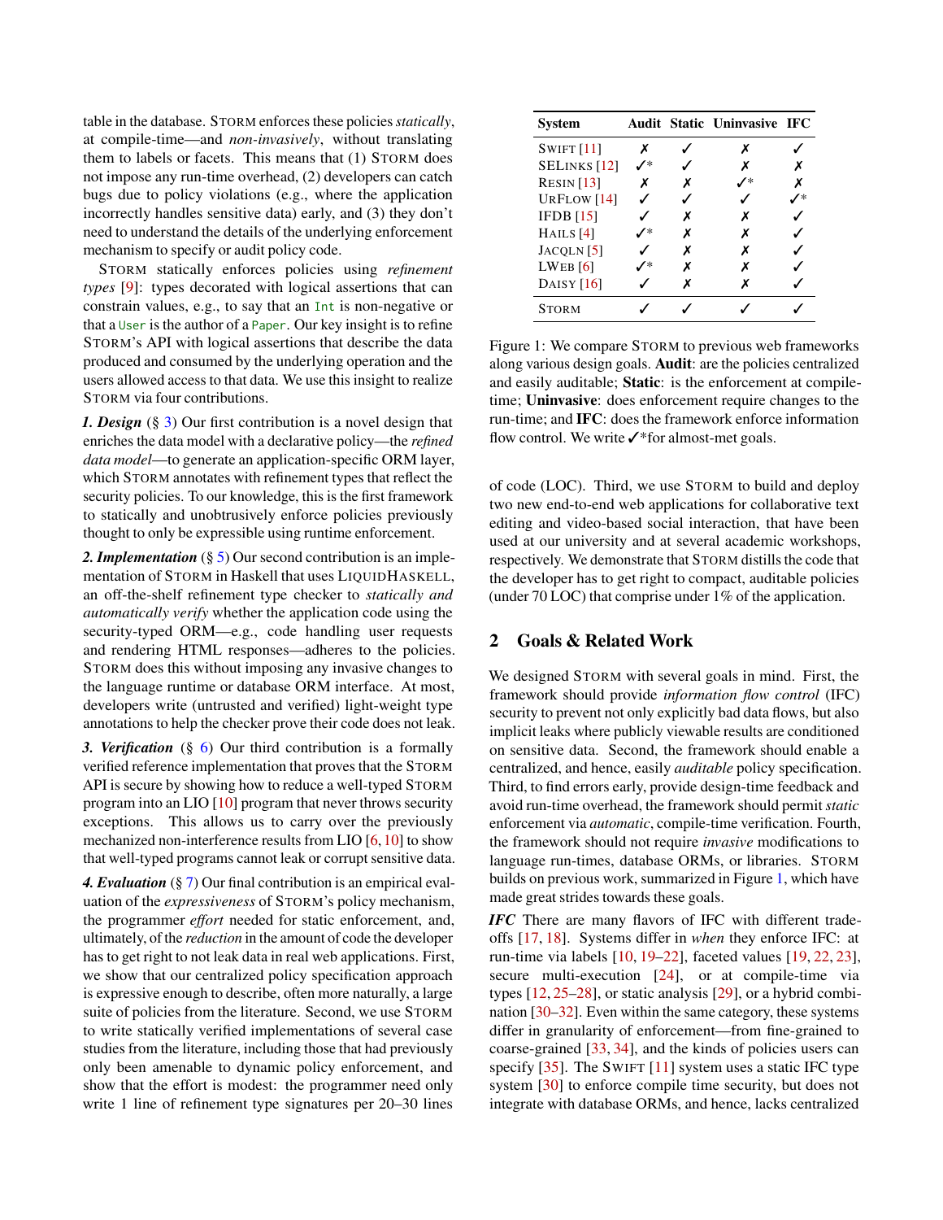table in the database. STORM enforces these policies *statically*, at compile-time—and *non-invasively*, without translating them to labels or facets. This means that (1) STORM does not impose any run-time overhead, (2) developers can catch bugs due to policy violations (e.g., where the application incorrectly handles sensitive data) early, and (3) they don't need to understand the details of the underlying enforcement mechanism to specify or audit policy code.

STORM statically enforces policies using *refinement types* [9]: types decorated with logical assertions that can constrain values, e.g., to say that an `Int` is non-negative or that a `User` is the author of a `Paper`. Our key insight is to refine STORM's API with logical assertions that describe the data produced and consumed by the underlying operation and the users allowed access to that data. We use this insight to realize STORM via four contributions.

***1. Design*** (§ 3) Our first contribution is a novel design that enriches the data model with a declarative policy—the *refined data model*—to generate an application-specific ORM layer, which STORM annotates with refinement types that reflect the security policies. To our knowledge, this is the first framework to statically and unobtrusively enforce policies previously thought to only be expressible using runtime enforcement.

***2. Implementation*** (§ 5) Our second contribution is an implementation of STORM in Haskell that uses LIQUIDHASKELL, an off-the-shelf refinement type checker to *statically and automatically verify* whether the application code using the security-typed ORM—e.g., code handling user requests and rendering HTML responses—adheres to the policies. STORM does this without imposing any invasive changes to the language runtime or database ORM interface. At most, developers write (untrusted and verified) light-weight type annotations to help the checker prove their code does not leak.

***3. Verification*** (§ 6) Our third contribution is a formally verified reference implementation that proves that the STORM API is secure by showing how to reduce a well-typed STORM program into an LIO [10] program that never throws security exceptions. This allows us to carry over the previously mechanized non-interference results from LIO [6, 10] to show that well-typed programs cannot leak or corrupt sensitive data.

***4. Evaluation*** (§ 7) Our final contribution is an empirical evaluation of the *expressiveness* of STORM's policy mechanism, the programmer *effort* needed for static enforcement, and, ultimately, of the *reduction* in the amount of code the developer has to get right to not leak data in real web applications. First, we show that our centralized policy specification approach is expressive enough to describe, often more naturally, a large suite of policies from the literature. Second, we use STORM to write statically verified implementations of several case studies from the literature, including those that had previously only been amenable to dynamic policy enforcement, and show that the effort is modest: the programmer need only write 1 line of refinement type signatures per 20–30 lines of code (LOC). Third, we use STORM to build and deploy two new end-to-end web applications for collaborative text editing and video-based social interaction, that have been used at our university and at several academic workshops, respectively. We demonstrate that STORM distills the code that the developer has to get right to compact, auditable policies (under 70 LOC) that comprise under 1% of the application.

| System | Audit | Static | Uninvasive | IFC |
|---|---|---|---|---|
| SWIFT [11] | ✗ | ✓ | ✗ | ✓ |
| SELINKS [12] | ✓* | ✓ | ✗ | ✗ |
| RESIN [13] | ✗ | ✗ | ✓* | ✗ |
| URFLOW [14] | ✓ | ✓ | ✓ | ✓* |
| IFDB [15] | ✓ | ✗ | ✗ | ✓ |
| HAILS [4] | ✓* | ✗ | ✗ | ✓ |
| JACQLN [5] | ✓ | ✗ | ✗ | ✓ |
| LWEB [6] | ✓* | ✗ | ✗ | ✓ |
| DAISY [16] | ✓ | ✗ | ✗ | ✓ |
| STORM | ✓ | ✓ | ✓ | ✓ |

Figure 1: We compare STORM to previous web frameworks along various design goals. **Audit**: are the policies centralized and easily auditable; **Static**: is the enforcement at compile-time; **Uninvasive**: does enforcement require changes to the run-time; and **IFC**: does the framework enforce information flow control. We write ✓*for almost-met goals.

## 2 Goals & Related Work

We designed STORM with several goals in mind. First, the framework should provide *information flow control* (IFC) security to prevent not only explicitly bad data flows, but also implicit leaks where publicly viewable results are conditioned on sensitive data. Second, the framework should enable a centralized, and hence, easily *auditable* policy specification. Third, to find errors early, provide design-time feedback and avoid run-time overhead, the framework should permit *static* enforcement via *automatic*, compile-time verification. Fourth, the framework should not require *invasive* modifications to language run-times, database ORMs, or libraries. STORM builds on previous work, summarized in Figure 1, which have made great strides towards these goals.

***IFC*** There are many flavors of IFC with different trade-offs [17, 18]. Systems differ in *when* they enforce IFC: at run-time via labels [10, 19–22], faceted values [19, 22, 23], secure multi-execution [24], or at compile-time via types [12, 25–28], or static analysis [29], or a hybrid combination [30–32]. Even within the same category, these systems differ in granularity of enforcement—from fine-grained to coarse-grained [33, 34], and the kinds of policies users can specify [35]. The SWIFT [11] system uses a static IFC type system [30] to enforce compile time security, but does not integrate with database ORMs, and hence, lacks centralized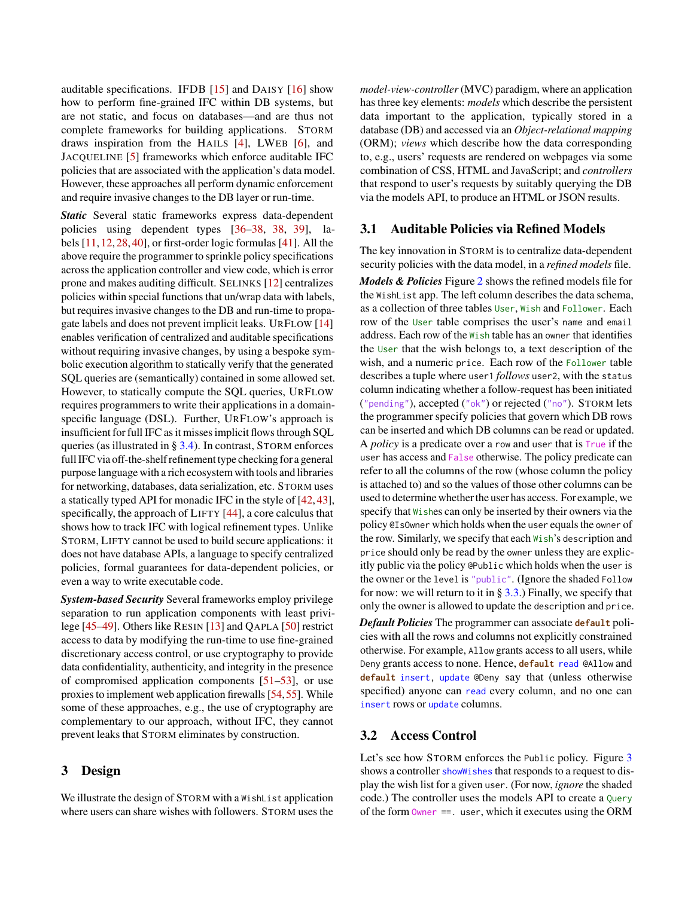auditable specifications. IFDB [15] and DAISY [16] show how to perform fine-grained IFC within DB systems, but are not static, and focus on databases—and are thus not complete frameworks for building applications. STORM draws inspiration from the HAILS [4], LWEB [6], and JACQUELINE [5] frameworks which enforce auditable IFC policies that are associated with the application's data model. However, these approaches all perform dynamic enforcement and require invasive changes to the DB layer or run-time.

***Static*** Several static frameworks express data-dependent policies using dependent types [36–38, 38, 39], labels [11, 12, 28, 40], or first-order logic formulas [41]. All the above require the programmer to sprinkle policy specifications across the application controller and view code, which is error prone and makes auditing difficult. SELINKS [12] centralizes policies within special functions that un/wrap data with labels, but requires invasive changes to the DB and run-time to propagate labels and does not prevent implicit leaks. URFLOW [14] enables verification of centralized and auditable specifications without requiring invasive changes, by using a bespoke symbolic execution algorithm to statically verify that the generated SQL queries are (semantically) contained in some allowed set. However, to statically compute the SQL queries, URFLOW requires programmers to write their applications in a domain-specific language (DSL). Further, URFLOW's approach is insufficient for full IFC as it misses implicit flows through SQL queries (as illustrated in § 3.4). In contrast, STORM enforces full IFC via off-the-shelf refinement type checking for a general purpose language with a rich ecosystem with tools and libraries for networking, databases, data serialization, etc. STORM uses a statically typed API for monadic IFC in the style of [42, 43], specifically, the approach of LIFTY [44], a core calculus that shows how to track IFC with logical refinement types. Unlike STORM, LIFTY cannot be used to build secure applications: it does not have database APIs, a language to specify centralized policies, formal guarantees for data-dependent policies, or even a way to write executable code.

***System-based Security*** Several frameworks employ privilege separation to run application components with least privilege [45–49]. Others like RESIN [13] and QAPLA [50] restrict access to data by modifying the run-time to use fine-grained discretionary access control, or use cryptography to provide data confidentiality, authenticity, and integrity in the presence of compromised application components [51–53], or use proxies to implement web application firewalls [54, 55]. While some of these approaches, e.g., the use of cryptography are complementary to our approach, without IFC, they cannot prevent leaks that STORM eliminates by construction.

## 3 Design

We illustrate the design of STORM with a `WishList` application where users can share wishes with followers. STORM uses the *model-view-controller* (MVC) paradigm, where an application has three key elements: *models* which describe the persistent data important to the application, typically stored in a database (DB) and accessed via an *Object-relational mapping* (ORM); *views* which describe how the data corresponding to, e.g., users' requests are rendered on webpages via some combination of CSS, HTML and JavaScript; and *controllers* that respond to user's requests by suitably querying the DB via the models API, to produce an HTML or JSON results.

### 3.1 Auditable Policies via Refined Models

The key innovation in STORM is to centralize data-dependent security policies with the data model, in a *refined models* file.

***Models & Policies*** Figure 2 shows the refined models file for the `WishList` app. The left column describes the data schema, as a collection of three tables `User`, `Wish` and `Follower`. Each row of the `User` table comprises the user's `name` and `email` address. Each row of the `Wish` table has an `owner` that identifies the `User` that the wish belongs to, a text `description` of the wish, and a numeric `price`. Each row of the `Follower` table describes a tuple where `user1` *follows* `user2`, with the `status` column indicating whether a follow-request has been initiated (`"pending"`), accepted (`"ok"`) or rejected (`"no"`). STORM lets the programmer specify policies that govern which DB rows can be inserted and which DB columns can be read or updated. A *policy* is a predicate over a `row` and `user` that is `True` if the `user` has access and `False` otherwise. The policy predicate can refer to all the columns of the row (whose column the policy is attached to) and so the values of those other columns can be used to determine whether the user has access. For example, we specify that `Wish`es can only be inserted by their owners via the policy `@IsOwner` which holds when the `user` equals the `owner` of the row. Similarly, we specify that each `Wish`'s `description` and `price` should only be read by the `owner` unless they are explicitly public via the policy `@Public` which holds when the `user` is the owner or the `level` is `"public"`. (Ignore the shaded `Follow` for now: we will return to it in § 3.3.) Finally, we specify that only the owner is allowed to update the `description` and `price`.

***Default Policies*** The programmer can associate **`default`** policies with all the rows and columns not explicitly constrained otherwise. For example, `Allow` grants access to all users, while `Deny` grants access to none. Hence, **`default`** `read @Allow` and **`default`** `insert, update @Deny` say that (unless otherwise specified) anyone can `read` every column, and no one can `insert` rows or `update` columns.

### 3.2 Access Control

Let's see how STORM enforces the `Public` policy. Figure 3 shows a controller `showWishes` that responds to a request to display the wish list for a given `user`. (For now, *ignore* the shaded code.) The controller uses the models API to create a `Query` of the form `Owner ==. user`, which it executes using the ORM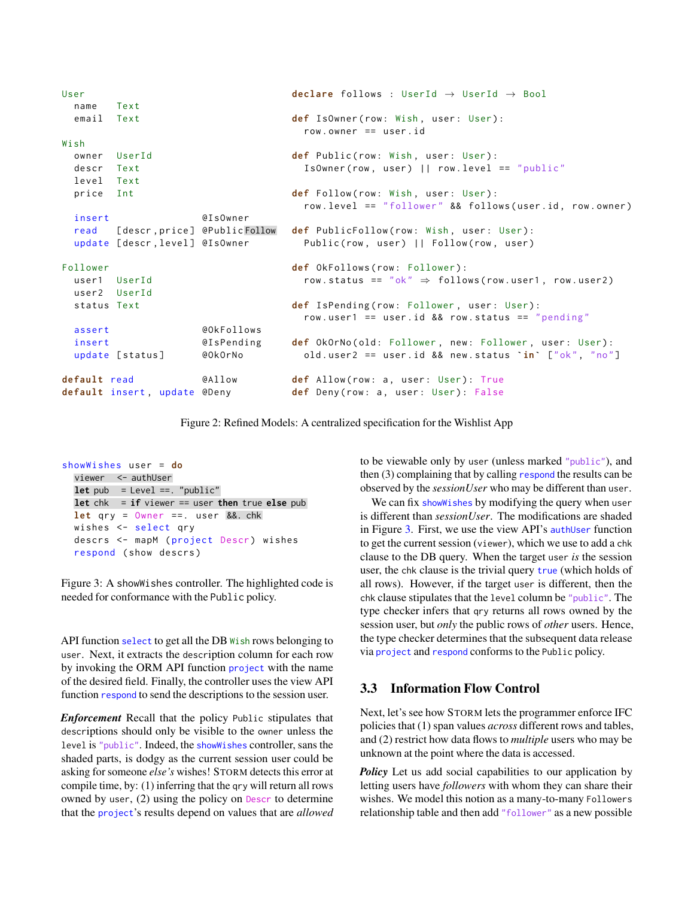```
User
  name    Text
  email   Text

Wish
  owner   UserId
  descr   Text
  level   Text
  price   Int

  insert                @IsOwner
  read   [descr,price]  @PublicFollow
  update [descr,level]  @IsOwner

Follower
  user1   UserId
  user2   UserId
  status  Text

  assert                @OkFollows
  insert                @IsPending
  update [status]       @OkOrNo

default read            @Allow
default insert, update  @Deny
```

```
declare follows : UserId → UserId → Bool

def IsOwner(row: Wish, user: User):
  row.owner == user.id

def Public(row: Wish, user: User):
  IsOwner(row, user) || row.level == "public"

def Follow(row: Wish, user: User):
  row.level == "follower" && follows(user.id, row.owner)

def PublicFollow(row: Wish, user: User):
  Public(row, user) || Follow(row, user)

def OkFollows(row: Follower):
  row.status == "ok" ⇒ follows(row.user1, row.user2)

def IsPending(row: Follower, user: User):
  row.user1 == user.id && row.status == "pending"

def OkOrNo(old: Follower, new: Follower, user: User):
  old.user2 == user.id && new.status `in` ["ok", "no"]

def Allow(row: a, user: User): True
def Deny(row: a, user: User): False
```

Figure 2: Refined Models: A centralized specification for the Wishlist App

```
showWishes user = do
  viewer  <- authUser
  let pub  = Level ==. "public"
  let chk  = if viewer == user then true else pub
  let qry = Owner ==. user &&. chk
  wishes <- select qry
  descrs <- mapM (project Descr) wishes
  respond (show descrs)
```

Figure 3: A showWishes controller. The highlighted code is needed for conformance with the Public policy.

API function select to get all the DB Wish rows belonging to user. Next, it extracts the description column for each row by invoking the ORM API function project with the name of the desired field. Finally, the controller uses the view API function respond to send the descriptions to the session user.

***Enforcement*** Recall that the policy Public stipulates that descriptions should only be visible to the owner unless the level is "public". Indeed, the showWishes controller, sans the shaded parts, is dodgy as the current session user could be asking for someone *else's* wishes! STORM detects this error at compile time, by: (1) inferring that the qry will return all rows owned by user, (2) using the policy on Descr to determine that the project's results depend on values that are *allowed* to be viewable only by user (unless marked "public"), and then (3) complaining that by calling respond the results can be observed by the *sessionUser* who may be different than user.

We can fix showWishes by modifying the query when user is different than *sessionUser*. The modifications are shaded in Figure 3. First, we use the view API's authUser function to get the current session (viewer), which we use to add a chk clause to the DB query. When the target user *is* the session user, the chk clause is the trivial query true (which holds of all rows). However, if the target user is different, then the chk clause stipulates that the level column be "public". The type checker infers that qry returns all rows owned by the session user, but *only* the public rows of *other* users. Hence, the type checker determines that the subsequent data release via project and respond conforms to the Public policy.

### 3.3 Information Flow Control

Next, let's see how STORM lets the programmer enforce IFC policies that (1) span values *across* different rows and tables, and (2) restrict how data flows to *multiple* users who may be unknown at the point where the data is accessed.

***Policy*** Let us add social capabilities to our application by letting users have *followers* with whom they can share their wishes. We model this notion as a many-to-many Followers relationship table and then add "follower" as a new possible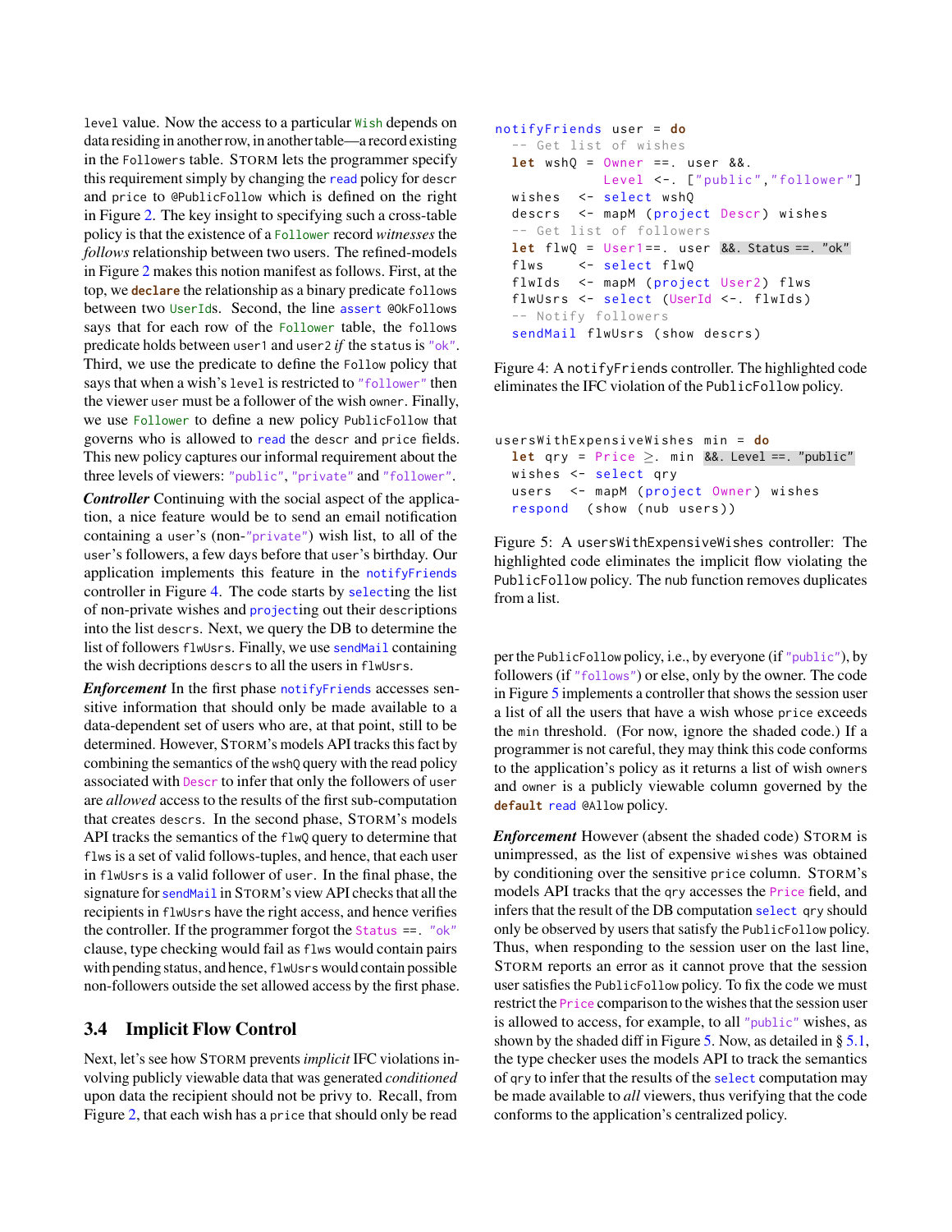level value. Now the access to a particular Wish depends on data residing in another row, in another table—a record existing in the Followers table. STORM lets the programmer specify this requirement simply by changing the read policy for descr and price to @PublicFollow which is defined on the right in Figure 2. The key insight to specifying such a cross-table policy is that the existence of a Follower record *witnesses* the *follows* relationship between two users. The refined-models in Figure 2 makes this notion manifest as follows. First, at the top, we **declare** the relationship as a binary predicate follows between two UserIds. Second, the line assert @OkFollows says that for each row of the Follower table, the follows predicate holds between user1 and user2 *if* the status is "ok". Third, we use the predicate to define the Follow policy that says that when a wish's level is restricted to "follower" then the viewer user must be a follower of the wish owner. Finally, we use Follower to define a new policy PublicFollow that governs who is allowed to read the descr and price fields. This new policy captures our informal requirement about the three levels of viewers: "public", "private" and "follower".

***Controller*** Continuing with the social aspect of the application, a nice feature would be to send an email notification containing a user's (non-"private") wish list, to all of the user's followers, a few days before that user's birthday. Our application implements this feature in the notifyFriends controller in Figure 4. The code starts by selecting the list of non-private wishes and projecting out their descriptions into the list descrs. Next, we query the DB to determine the list of followers flwUsrs. Finally, we use sendMail containing the wish decriptions descrs to all the users in flwUsrs.

***Enforcement*** In the first phase notifyFriends accesses sensitive information that should only be made available to a data-dependent set of users who are, at that point, still to be determined. However, STORM's models API tracks this fact by combining the semantics of the wshQ query with the read policy associated with Descr to infer that only the followers of user are *allowed* access to the results of the first sub-computation that creates descrs. In the second phase, STORM's models API tracks the semantics of the flwQ query to determine that flws is a set of valid follows-tuples, and hence, that each user in flwUsrs is a valid follower of user. In the final phase, the signature for sendMail in STORM's view API checks that all the recipients in flwUsrs have the right access, and hence verifies the controller. If the programmer forgot the Status ==. "ok" clause, type checking would fail as flws would contain pairs with pending status, and hence, flwUsrs would contain possible non-followers outside the set allowed access by the first phase.

## 3.4 Implicit Flow Control

Next, let's see how STORM prevents *implicit* IFC violations involving publicly viewable data that was generated *conditioned* upon data the recipient should not be privy to. Recall, from Figure 2, that each wish has a price that should only be read

```
notifyFriends user = do
  -- Get list of wishes
  let wshQ = Owner ==. user &&.
             Level <-. ["public","follower"]
  wishes  <- select wshQ
  descrs  <- mapM (project Descr) wishes
  -- Get list of followers
  let flwQ = User1==. user &&. Status ==. "ok"
  flws    <- select flwQ
  flwIds  <- mapM (project User2) flws
  flwUsrs <- select (UserId <-. flwIds)
  -- Notify followers
  sendMail flwUsrs (show descrs)
```

Figure 4: A notifyFriends controller. The highlighted code eliminates the IFC violation of the PublicFollow policy.

```
usersWithExpensiveWishes min = do
  let qry = Price ≥. min &&. Level ==. "public"
  wishes <- select qry
  users  <- mapM (project Owner) wishes
  respond  (show (nub users))
```

Figure 5: A usersWithExpensiveWishes controller: The highlighted code eliminates the implicit flow violating the PublicFollow policy. The nub function removes duplicates from a list.

per the PublicFollow policy, i.e., by everyone (if "public"), by followers (if "follows") or else, only by the owner. The code in Figure 5 implements a controller that shows the session user a list of all the users that have a wish whose price exceeds the min threshold. (For now, ignore the shaded code.) If a programmer is not careful, they may think this code conforms to the application's policy as it returns a list of wish owners and owner is a publicly viewable column governed by the **default** read @Allow policy.

***Enforcement*** However (absent the shaded code) STORM is unimpressed, as the list of expensive wishes was obtained by conditioning over the sensitive price column. STORM's models API tracks that the qry accesses the Price field, and infers that the result of the DB computation select qry should only be observed by users that satisfy the PublicFollow policy. Thus, when responding to the session user on the last line, STORM reports an error as it cannot prove that the session user satisfies the PublicFollow policy. To fix the code we must restrict the Price comparison to the wishes that the session user is allowed to access, for example, to all "public" wishes, as shown by the shaded diff in Figure 5. Now, as detailed in § 5.1, the type checker uses the models API to track the semantics of qry to infer that the results of the select computation may be made available to *all* viewers, thus verifying that the code conforms to the application's centralized policy.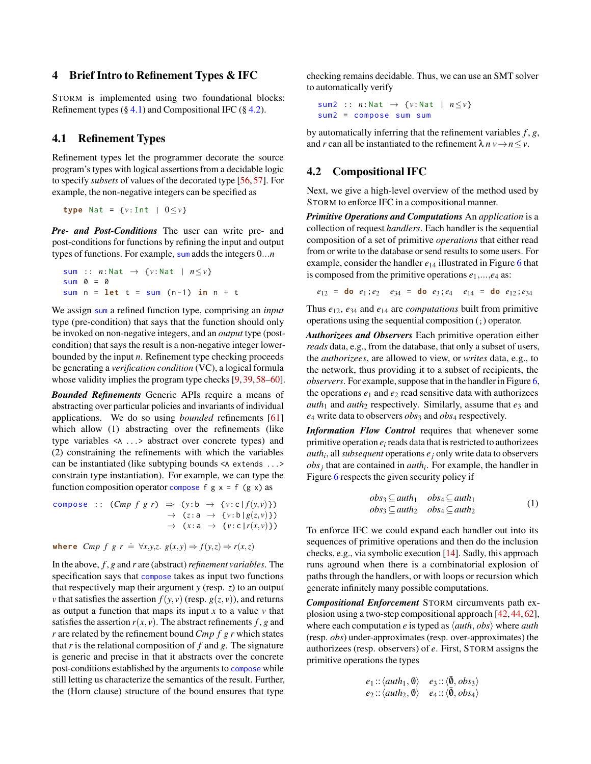## 4 Brief Intro to Refinement Types & IFC

STORM is implemented using two foundational blocks: Refinement types (§ 4.1) and Compositional IFC (§ 4.2).

### 4.1 Refinement Types

Refinement types let the programmer decorate the source program's types with logical assertions from a decidable logic to specify *subsets* of values of the decorated type [56, 57]. For example, the non-negative integers can be specified as

```
type Nat = {v:Int | 0≤v}
```

***Pre- and Post-Conditions*** The user can write pre- and post-conditions for functions by refining the input and output types of functions. For example, `sum` adds the integers $0 \dots n$

```
sum :: n:Nat → {v:Nat | n≤v}
sum 0 = 0
sum n = let t = sum (n-1) in n + t
```

We assign `sum` a refined function type, comprising an *input* type (pre-condition) that says that the function should only be invoked on non-negative integers, and an *output* type (post-condition) that says the result is a non-negative integer lower-bounded by the input $n$. Refinement type checking proceeds be generating a *verification condition* (VC), a logical formula whose validity implies the program type checks [9, 39, 58–60].

***Bounded Refinements*** Generic APIs require a means of abstracting over particular policies and invariants of individual applications. We do so using *bounded* refinements [61] which allow (1) abstracting over the refinements (like type variables `<A ...>` abstract over concrete types) and (2) constraining the refinements with which the variables can be instantiated (like subtyping bounds `<A extends ...>` constrain type instantiation). For example, we can type the function composition operator `compose f g x = f (g x)` as

```
compose :: (Cmp f g r) ⇒ (y:b → {v:c|f(y,v)})
                        → (z:a → {v:b|g(z,v)})
                        → (x:a → {v:c|r(x,v)})
```

**where** $Cmp\ f\ g\ r \doteq \forall x,y,z.\ g(x,y) \Rightarrow f(y,z) \Rightarrow r(x,z)$

In the above, $f$, $g$ and $r$ are (abstract) *refinement variables*. The specification says that `compose` takes as input two functions that respectively map their argument $y$ (resp. $z$) to an output $v$ that satisfies the assertion $f(y,v)$ (resp. $g(z,v)$), and returns as output a function that maps its input $x$ to a value $v$ that satisfies the assertion $r(x,v)$. The abstract refinements $f$, $g$ and $r$ are related by the refinement bound $Cmp\ f\ g\ r$ which states that $r$ is the relational composition of $f$ and $g$. The signature is generic and precise in that it abstracts over the concrete post-conditions established by the arguments to `compose` while still letting us characterize the semantics of the result. Further, the (Horn clause) structure of the bound ensures that type checking remains decidable. Thus, we can use an SMT solver to automatically verify

```
sum2 :: n:Nat → {v:Nat | n≤v}
sum2 = compose sum sum
```

by automatically inferring that the refinement variables $f$, $g$, and $r$ can all be instantiated to the refinement $\lambda\, n\, v \to n \leq v$.

### 4.2 Compositional IFC

Next, we give a high-level overview of the method used by STORM to enforce IFC in a compositional manner.

***Primitive Operations and Computations*** An *application* is a collection of request *handlers*. Each handler is the sequential composition of a set of primitive *operations* that either read from or write to the database or send results to some users. For example, consider the handler $e_{14}$ illustrated in Figure 6 that is composed from the primitive operations $e_1,\dots,e_4$ as:

$$e_{12} = \textbf{do}\ e_1; e_2 \quad e_{34} = \textbf{do}\ e_3; e_4 \quad e_{14} = \textbf{do}\ e_{12}; e_{34}$$

Thus $e_{12}$, $e_{34}$ and $e_{14}$ are *computations* built from primitive operations using the sequential composition (`;`) operator.

***Authorizees and Observers*** Each primitive operation either *reads* data, e.g., from the database, that only a subset of users, the *authorizees*, are allowed to view, or *writes* data, e.g., to the network, thus providing it to a subset of recipients, the *observers*. For example, suppose that in the handler in Figure 6, the operations $e_1$ and $e_2$ read sensitive data with authorizees $auth_1$ and $auth_2$ respectively. Similarly, assume that $e_3$ and $e_4$ write data to observers $obs_3$ and $obs_4$ respectively.

***Information Flow Control*** requires that whenever some primitive operation $e_i$ reads data that is restricted to authorizees $auth_i$, all *subsequent* operations $e_j$ only write data to observers $obs_j$ that are contained in $auth_i$. For example, the handler in Figure 6 respects the given security policy if

$$\begin{array}{ll} obs_3 \subseteq auth_1 & obs_4 \subseteq auth_1 \\ obs_3 \subseteq auth_2 & obs_4 \subseteq auth_2 \end{array} \tag{1}$$

To enforce IFC we could expand each handler out into its sequences of primitive operations and then do the inclusion checks, e.g., via symbolic execution [14]. Sadly, this approach runs aground when there is a combinatorial explosion of paths through the handlers, or with loops or recursion which generate infinitely many possible computations.

***Compositional Enforcement*** STORM circumvents path explosion using a two-step compositional approach [42, 44, 62], where each computation $e$ is typed as $\langle auth, obs \rangle$ where $auth$ (resp. $obs$) under-approximates (resp. over-approximates) the authorizees (resp. observers) of $e$. First, STORM assigns the primitive operations the types

$$\begin{array}{ll} e_1 :: \langle auth_1, \emptyset \rangle & e_3 :: \langle \bar{\emptyset}, obs_3 \rangle \\ e_2 :: \langle auth_2, \emptyset \rangle & e_4 :: \langle \bar{\emptyset}, obs_4 \rangle \end{array}$$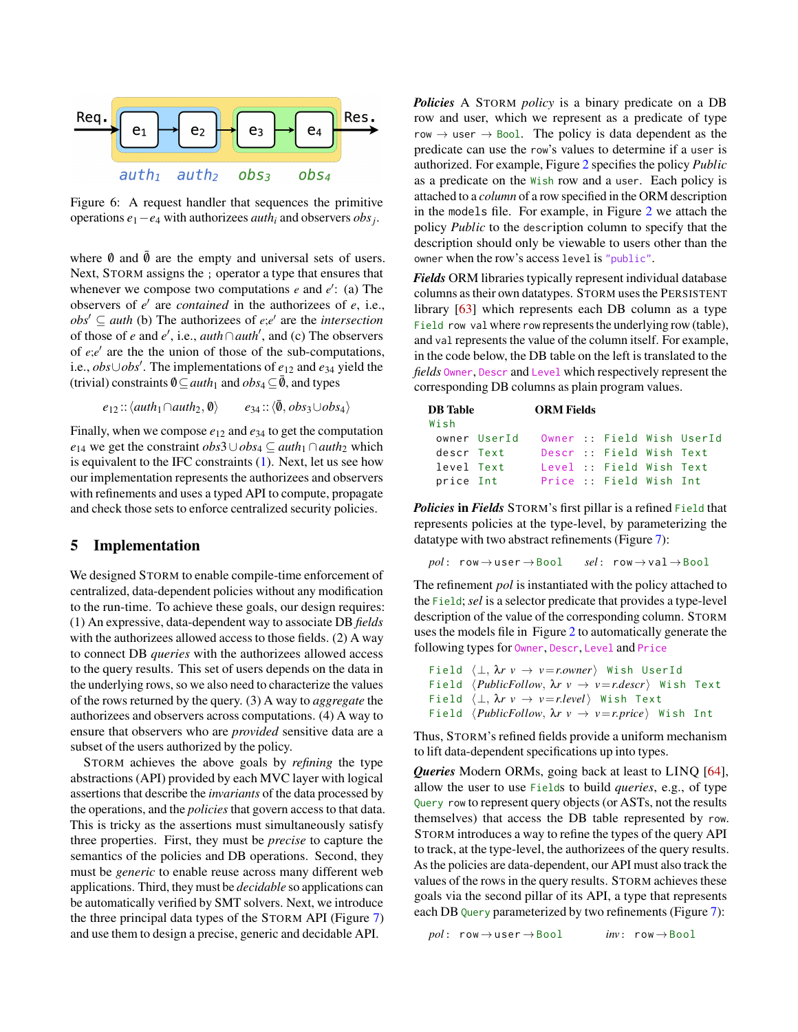Req. e₁ e₂ e₃ e₄ Res.

auth₁ auth₂ obs₃ obs₄

Figure 6: A request handler that sequences the primitive operations $e_1 - e_4$ with authorizees $auth_i$ and observers $obs_j$.

where $\emptyset$ and $\bar{\emptyset}$ are the empty and universal sets of users. Next, STORM assigns the ; operator a type that ensures that whenever we compose two computations $e$ and $e'$: (a) The observers of $e'$ are *contained* in the authorizees of $e$, i.e., $obs' \subseteq auth$ (b) The authorizees of $e;e'$ are the *intersection* of those of $e$ and $e'$, i.e., $auth \cap auth'$, and (c) The observers of $e;e'$ are the the union of those of the sub-computations, i.e., $obs \cup obs'$. The implementations of $e_{12}$ and $e_{34}$ yield the (trivial) constraints $\emptyset \subseteq auth_1$ and $obs_4 \subseteq \bar{\emptyset}$, and types

$$e_{12} :: \langle auth_1 \cap auth_2, \emptyset \rangle \qquad e_{34} :: \langle \bar{\emptyset}, obs_3 \cup obs_4 \rangle$$

Finally, when we compose $e_{12}$ and $e_{34}$ to get the computation $e_{14}$ we get the constraint $obs3 \cup obs_4 \subseteq auth_1 \cap auth_2$ which is equivalent to the IFC constraints (1). Next, let us see how our implementation represents the authorizees and observers with refinements and uses a typed API to compute, propagate and check those sets to enforce centralized security policies.

## 5 Implementation

We designed STORM to enable compile-time enforcement of centralized, data-dependent policies without any modification to the run-time. To achieve these goals, our design requires: (1) An expressive, data-dependent way to associate DB *fields* with the authorizees allowed access to those fields. (2) A way to connect DB *queries* with the authorizees allowed access to the query results. This set of users depends on the data in the underlying rows, so we also need to characterize the values of the rows returned by the query. (3) A way to *aggregate* the authorizees and observers across computations. (4) A way to ensure that observers who are *provided* sensitive data are a subset of the users authorized by the policy.

STORM achieves the above goals by *refining* the type abstractions (API) provided by each MVC layer with logical assertions that describe the *invariants* of the data processed by the operations, and the *policies* that govern access to that data. This is tricky as the assertions must simultaneously satisfy three properties. First, they must be *precise* to capture the semantics of the policies and DB operations. Second, they must be *generic* to enable reuse across many different web applications. Third, they must be *decidable* so applications can be automatically verified by SMT solvers. Next, we introduce the three principal data types of the STORM API (Figure 7) and use them to design a precise, generic and decidable API.

***Policies*** A STORM *policy* is a binary predicate on a DB row and user, which we represent as a predicate of type `row → user → Bool`. The policy is data dependent as the predicate can use the `row`'s values to determine if a `user` is authorized. For example, Figure 2 specifies the policy *Public* as a predicate on the `Wish` row and a `user`. Each policy is attached to a *column* of a row specified in the ORM description in the `models` file. For example, in Figure 2 we attach the policy *Public* to the `description` column to specify that the description should only be viewable to users other than the `owner` when the row's access `level` is `"public"`.

***Fields*** ORM libraries typically represent individual database columns as their own datatypes. STORM uses the PERSISTENT library [63] which represents each DB column as a type `Field row val` where `row` represents the underlying row (table), and `val` represents the value of the column itself. For example, in the code below, the DB table on the left is translated to the *fields* `Owner`, `Descr` and `Level` which respectively represent the corresponding DB columns as plain program values.

| DB Table | ORM Fields |
|---|---|
| `Wish` | |
| `owner UserId` | `Owner :: Field Wish UserId` |
| `descr Text` | `Descr :: Field Wish Text` |
| `level Text` | `Level :: Field Wish Text` |
| `price Int` | `Price :: Field Wish Int` |

***Policies* in *Fields*** STORM's first pillar is a refined `Field` that represents policies at the type-level, by parameterizing the datatype with two abstract refinements (Figure 7):

$$pol: \texttt{row} \rightarrow \texttt{user} \rightarrow \texttt{Bool} \qquad sel: \texttt{row} \rightarrow \texttt{val} \rightarrow \texttt{Bool}$$

The refinement *pol* is instantiated with the policy attached to the `Field`; *sel* is a selector predicate that provides a type-level description of the value of the corresponding column. STORM uses the models file in Figure 2 to automatically generate the following types for `Owner`, `Descr`, `Level` and `Price`

$$\begin{array}{l}
\texttt{Field}\ \langle \bot,\ \lambda r\ v\ \rightarrow\ v{=}r.owner \rangle\ \texttt{Wish UserId} \\
\texttt{Field}\ \langle PublicFollow,\ \lambda r\ v\ \rightarrow\ v{=}r.descr \rangle\ \texttt{Wish Text} \\
\texttt{Field}\ \langle \bot,\ \lambda r\ v\ \rightarrow\ v{=}r.level \rangle\ \texttt{Wish Text} \\
\texttt{Field}\ \langle PublicFollow,\ \lambda r\ v\ \rightarrow\ v{=}r.price \rangle\ \texttt{Wish Int}
\end{array}$$

Thus, STORM's refined fields provide a uniform mechanism to lift data-dependent specifications up into types.

***Queries*** Modern ORMs, going back at least to LINQ [64], allow the user to use `Field`s to build *queries*, e.g., of type `Query row` to represent query objects (or ASTs, not the results themselves) that access the DB table represented by `row`. STORM introduces a way to refine the types of the query API to track, at the type-level, the authorizees of the query results. As the policies are data-dependent, our API must also track the values of the rows in the query results. STORM achieves these goals via the second pillar of its API, a type that represents each DB `Query` parameterized by two refinements (Figure 7):

$$pol: \texttt{row} \rightarrow \texttt{user} \rightarrow \texttt{Bool} \qquad inv: \texttt{row} \rightarrow \texttt{Bool}$$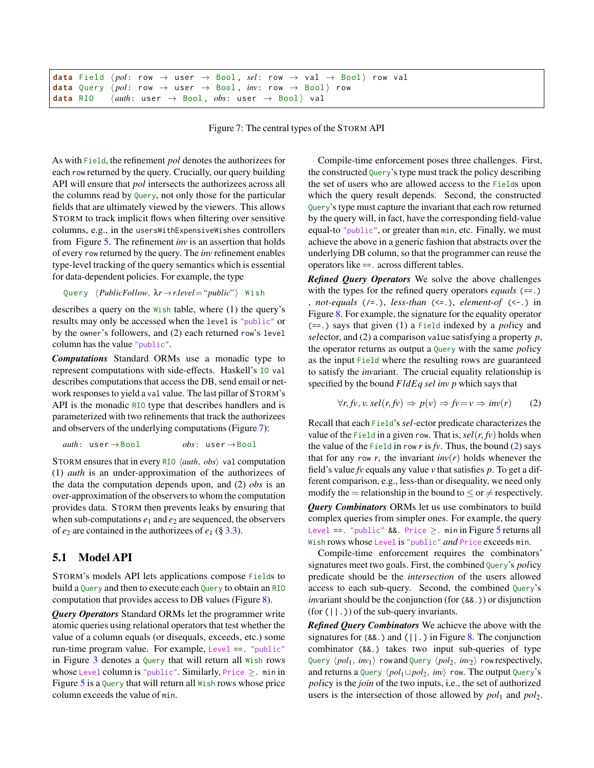```
data Field ⟨pol: row → user → Bool, sel: row → val → Bool⟩ row val
data Query ⟨pol: row → user → Bool, inv: row → Bool⟩ row
data RIO   ⟨auth: user → Bool, obs: user → Bool⟩ val
```

Figure 7: The central types of the STORM API

As with `Field`, the refinement *pol* denotes the authorizees for each `row` returned by the query. Crucially, our query building API will ensure that *pol* intersects the authorizees across all the columns read by `Query`, not only those for the particular fields that are ultimately viewed by the viewers. This allows STORM to track implicit flows when filtering over sensitive columns, e.g., in the `usersWithExpensiveWishes` controllers from Figure 5. The refinement *inv* is an assertion that holds of every `row` returned by the query. The *inv* refinement enables type-level tracking of the query semantics which is essential for data-dependent policies. For example, the type

`Query` $\langle PublicFollow,\ \lambda r \rightarrow r.level = \text{“}public\text{”}\rangle$ `Wish`

describes a query on the `Wish` table, where (1) the query's results may only be accessed when the `level` is `"public"` or by the `owner`'s followers, and (2) each returned `row`'s `level` column has the value `"public"`.

***Computations*** Standard ORMs use a monadic type to represent computations with side-effects. Haskell's `IO val` describes computations that access the DB, send email or network responses to yield a `val` value. The last pillar of STORM's API is the monadic `RIO` type that describes handlers and is parameterized with two refinements that track the authorizees and observers of the underlying computations (Figure 7):

*auth*: `user → Bool`   *obs*: `user → Bool`

STORM ensures that in every `RIO` ⟨*auth*, *obs*⟩ `val` computation (1) *auth* is an under-approximation of the authorizees of the data the computation depends upon, and (2) *obs* is an over-approximation of the observers to whom the computation provides data. STORM then prevents leaks by ensuring that when sub-computations $e_1$ and $e_2$ are sequenced, the observers of $e_2$ are contained in the authorizees of $e_1$ (§ 3.3).

## 5.1 Model API

STORM's models API lets applications compose `Field`s to build a `Query` and then to execute each `Query` to obtain an `RIO` computation that provides access to DB values (Figure 8).

***Query Operators*** Standard ORMs let the programmer write atomic queries using relational operators that test whether the value of a column equals (or disequals, exceeds, etc.) some run-time program value. For example, `Level ==. "public"` in Figure 3 denotes a `Query` that will return all `Wish` rows whose `Level` column is `"public"`. Similarly, `Price ≥. min` in Figure 5 is a `Query` that will return all `Wish` rows whose price column exceeds the value of `min`.

Compile-time enforcement poses three challenges. First, the constructed `Query`'s type must track the policy describing the set of users who are allowed access to the `Field`s upon which the query result depends. Second, the constructed `Query`'s type must capture the invariant that each row returned by the query will, in fact, have the corresponding field-value equal-to `"public"`, or greater than `min`, etc. Finally, we must achieve the above in a generic fashion that abstracts over the underlying DB column, so that the programmer can reuse the operators like `==.` across different tables.

***Refined Query Operators*** We solve the above challenges with the types for the refined query operators *equals* (`==.`), *not-equals* (`/=.`), *less-than* (`<=.`), *element-of* (`<-.`) in Figure 8. For example, the signature for the equality operator (`==.`) says that given (1) a `Field` indexed by a *pol*icy and *sel*ector, and (2) a comparison `value` satisfying a property *p*, the operator returns as output a `Query` with the same *pol*icy as the input `Field` where the resulting rows are guaranteed to satisfy the *inv*ariant. The crucial equality relationship is specified by the bound $FldEq\ sel\ inv\ p$ which says that

$$\forall r, fv, v.\ sel(r, fv) \Rightarrow p(v) \Rightarrow fv = v \Rightarrow inv(r) \qquad (2)$$

Recall that each `Field`'s *sel*-ector predicate characterizes the value of the `Field` in a given `row`. That is, $sel(r, fv)$ holds when the value of the `Field` in `row` $r$ is $fv$. Thus, the bound (2) says that for any `row` $r$, the invariant $inv(r)$ holds whenever the field's value $fv$ equals any value $v$ that satisfies $p$. To get a different comparison, e.g., less-than or disequality, we need only modify the $=$ relationship in the bound to $\leq$ or $\neq$ respectively.

***Query Combinators*** ORMs let us use combinators to build complex queries from simpler ones. For example, the query `Level ==. "public" &&. Price ≥. min` in Figure 5 returns all `Wish` rows whose `Level` is `"public"` *and* `Price` exceeds `min`.

Compile-time enforcement requires the combinators' signatures meet two goals. First, the combined `Query`'s *pol*icy predicate should be the *intersection* of the users allowed access to each sub-query. Second, the combined `Query`'s *inv*ariant should be the conjunction (for (`&&.`)) or disjunction (for (`||.`)) of the sub-query invariants.

***Refined Query Combinators*** We achieve the above with the signatures for (`&&.`) and (`||.`) in Figure 8. The conjunction combinator (`&&.`) takes two input sub-queries of type `Query` $\langle pol_1,\ inv_1\rangle$ `row` and `Query` $\langle pol_2,\ inv_2\rangle$ `row` respectively, and returns a `Query` $\langle pol_1 \sqcup pol_2,\ inv\rangle$ `row`. The output `Query`'s *pol*icy is the *join* of the two inputs, i.e., the set of authorized users is the intersection of those allowed by $pol_1$ and $pol_2$.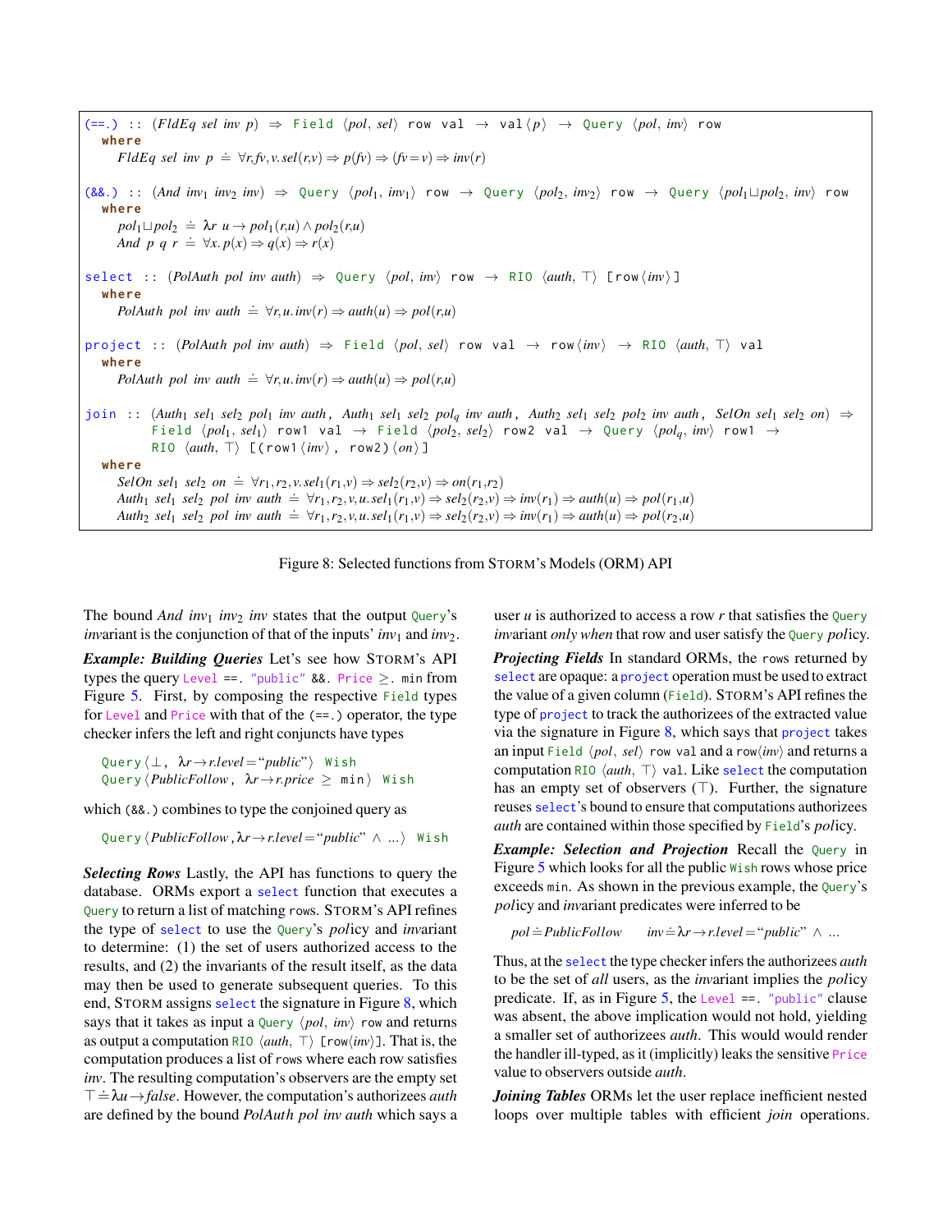```
(==.) :: (FldEq sel inv p) ⇒ Field ⟨pol, sel⟩ row val → val⟨p⟩ → Query ⟨pol, inv⟩ row
  where
    FldEq sel inv p ≐ ∀r,fv,v.sel(r,v) ⇒ p(fv) ⇒ (fv=v) ⇒ inv(r)

(&&.) :: (And inv1 inv2 inv) ⇒ Query ⟨pol1, inv1⟩ row → Query ⟨pol2, inv2⟩ row → Query ⟨pol1⊔pol2, inv⟩ row
  where
    pol1⊔pol2 ≐ λr u → pol1(r,u) ∧ pol2(r,u)
    And p q r ≐ ∀x. p(x) ⇒ q(x) ⇒ r(x)

select :: (PolAuth pol inv auth) ⇒ Query ⟨pol, inv⟩ row → RIO ⟨auth, ⊤⟩ [row⟨inv⟩]
  where
    PolAuth pol inv auth ≐ ∀r,u. inv(r) ⇒ auth(u) ⇒ pol(r,u)

project :: (PolAuth pol inv auth) ⇒ Field ⟨pol, sel⟩ row val → row⟨inv⟩ → RIO ⟨auth, ⊤⟩ val
  where
    PolAuth pol inv auth ≐ ∀r,u. inv(r) ⇒ auth(u) ⇒ pol(r,u)

join :: (Auth1 sel1 sel2 pol1 inv auth, Auth1 sel1 sel2 polq inv auth, Auth2 sel1 sel2 pol2 inv auth, SelOn sel1 sel2 on) ⇒
        Field ⟨pol1, sel1⟩ row1 val → Field ⟨pol2, sel2⟩ row2 val → Query ⟨polq, inv⟩ row1 →
        RIO ⟨auth, ⊤⟩ [(row1⟨inv⟩, row2)⟨on⟩]
  where
    SelOn sel1 sel2 on ≐ ∀r1,r2,v. sel1(r1,v) ⇒ sel2(r2,v) ⇒ on(r1,r2)
    Auth1 sel1 sel2 pol inv auth ≐ ∀r1,r2,v,u. sel1(r1,v) ⇒ sel2(r2,v) ⇒ inv(r1) ⇒ auth(u) ⇒ pol(r1,u)
    Auth2 sel1 sel2 pol inv auth ≐ ∀r1,r2,v,u. sel1(r1,v) ⇒ sel2(r2,v) ⇒ inv(r1) ⇒ auth(u) ⇒ pol(r2,u)
```

Figure 8: Selected functions from STORM's Models (ORM) API

The bound *And* $inv_1$ $inv_2$ *inv* states that the output `Query`'s *inv*ariant is the conjunction of that of the inputs' $inv_1$ and $inv_2$.

***Example: Building Queries*** Let's see how STORM's API types the query `Level ==. "public" &&. Price ≥. min` from Figure 5. First, by composing the respective `Field` types for `Level` and `Price` with that of the `(==.)` operator, the type checker infers the left and right conjuncts have types

```
Query⟨⊥, λr→r.level="public"⟩ Wish
Query⟨PublicFollow, λr→r.price ≥ min⟩ Wish
```

which `(&&.)` combines to type the conjoined query as

```
Query⟨PublicFollow, λr→r.level="public" ∧ ...⟩ Wish
```

***Selecting Rows*** Lastly, the API has functions to query the database. ORMs export a `select` function that executes a `Query` to return a list of matching `rows`. STORM's API refines the type of `select` to use the `Query`'s *pol*icy and *inv*ariant to determine: (1) the set of users authorized to access the results, and (2) the invariants of the result itself, as the data may then be used to generate subsequent queries. To this end, STORM assigns `select` the signature in Figure 8, which says that it takes as input a `Query` $\langle pol, inv \rangle$ `row` and returns as output a computation `RIO` $\langle auth, \top \rangle$ `[row`$\langle inv \rangle$`]`. That is, the computation produces a list of `rows` where each row satisfies *inv*. The resulting computation's observers are the empty set $\top \doteq \lambda u \rightarrow false$. However, the computation's authorizees *auth* are defined by the bound *PolAuth pol inv auth* which says a user $u$ is authorized to access a row $r$ that satisfies the `Query` *inv*ariant *only when* that row and user satisfy the `Query` *pol*icy.

***Projecting Fields*** In standard ORMs, the `rows` returned by `select` are opaque: a `project` operation must be used to extract the value of a given column (`Field`). STORM's API refines the type of `project` to track the authorizees of the extracted value via the signature in Figure 8, which says that `project` takes an input `Field` $\langle pol, sel \rangle$ `row val` and a `row`$\langle inv \rangle$ and returns a computation `RIO` $\langle auth, \top \rangle$ `val`. Like `select` the computation has an empty set of observers ($\top$). Further, the signature reuses `select`'s bound to ensure that computations authorizees *auth* are contained within those specified by `Field`'s *pol*icy.

***Example: Selection and Projection*** Recall the `Query` in Figure 5 which looks for all the public `Wish` rows whose price exceeds `min`. As shown in the previous example, the `Query`'s *pol*icy and *inv*ariant predicates were inferred to be

$$pol \doteq PublicFollow \qquad inv \doteq \lambda r \rightarrow r.level = \text{"public"} \wedge \ldots$$

Thus, at the `select` the type checker infers the authorizees *auth* to be the set of *all* users, as the *inv*ariant implies the *pol*icy predicate. If, as in Figure 5, the `Level ==. "public"` clause was absent, the above implication would not hold, yielding a smaller set of authorizees *auth*. This would would render the handler ill-typed, as it (implicitly) leaks the sensitive `Price` value to observers outside *auth*.

***Joining Tables*** ORMs let the user replace inefficient nested loops over multiple tables with efficient *join* operations.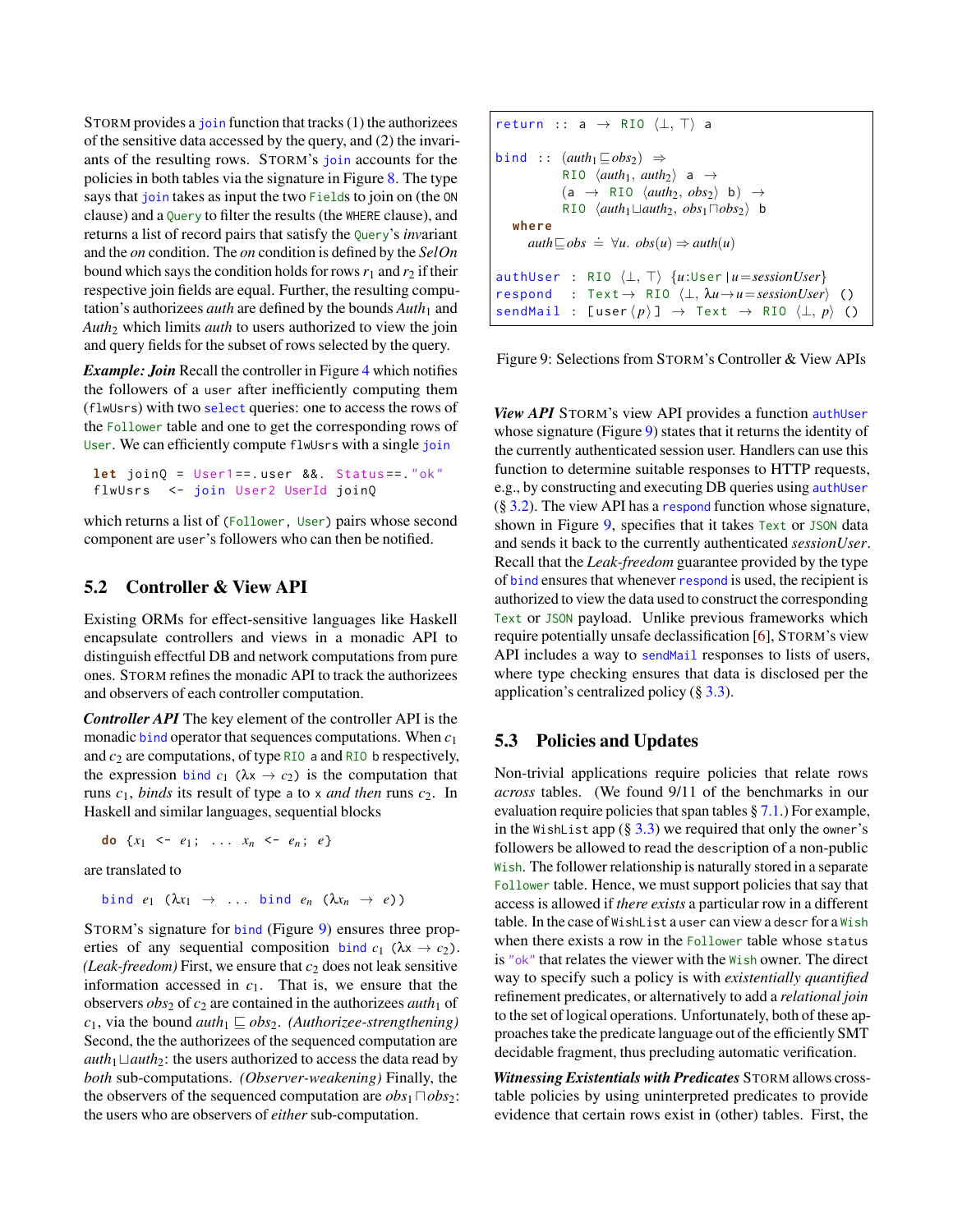STORM provides a `join` function that tracks (1) the authorizees of the sensitive data accessed by the query, and (2) the invariants of the resulting rows. STORM's `join` accounts for the policies in both tables via the signature in Figure 8. The type says that `join` takes as input the two `Field`s to join on (the `ON` clause) and a `Query` to filter the results (the `WHERE` clause), and returns a list of record pairs that satisfy the `Query`'s *in*variant and the *on* condition. The *on* condition is defined by the *SelOn* bound which says the condition holds for rows $r_1$ and $r_2$ if their respective join fields are equal. Further, the resulting computation's authorizees *auth* are defined by the bounds $Auth_1$ and $Auth_2$ which limits *auth* to users authorized to view the join and query fields for the subset of rows selected by the query.

***Example: Join*** Recall the controller in Figure 4 which notifies the followers of a `user` after inefficiently computing them (`flwUsrs`) with two `select` queries: one to access the rows of the `Follower` table and one to get the corresponding rows of `User`. We can efficiently compute `flwUsrs` with a single `join`

```
let joinQ = User1==.user &&. Status==."ok"
flwUsrs  <- join User2 UserId joinQ
```

which returns a list of (`Follower, User`) pairs whose second component are `user`'s followers who can then be notified.

## 5.2 Controller & View API

Existing ORMs for effect-sensitive languages like Haskell encapsulate controllers and views in a monadic API to distinguish effectful DB and network computations from pure ones. STORM refines the monadic API to track the authorizees and observers of each controller computation.

***Controller API*** The key element of the controller API is the monadic `bind` operator that sequences computations. When $c_1$ and $c_2$ are computations, of type `RIO a` and `RIO b` respectively, the expression `bind` $c_1$ $(\lambda x \to c_2)$ is the computation that runs $c_1$, *binds* its result of type `a` to `x` *and then* runs $c_2$. In Haskell and similar languages, sequential blocks

```
do {x1 <- e1; ... xn <- en; e}
```

are translated to

```
bind e1 (λx1 → ... bind en (λxn → e))
```

STORM's signature for `bind` (Figure 9) ensures three properties of any sequential composition `bind` $c_1$ $(\lambda x \to c_2)$. *(Leak-freedom)* First, we ensure that $c_2$ does not leak sensitive information accessed in $c_1$. That is, we ensure that the observers $obs_2$ of $c_2$ are contained in the authorizees $auth_1$ of $c_1$, via the bound $auth_1 \sqsubseteq obs_2$. *(Authorizee-strengthening)* Second, the the authorizees of the sequenced computation are $auth_1 \sqcup auth_2$: the users authorized to access the data read by *both* sub-computations. *(Observer-weakening)* Finally, the the observers of the sequenced computation are $obs_1 \sqcap obs_2$: the users who are observers of *either* sub-computation.

```
return :: a → RIO ⟨⊥, ⊤⟩ a

bind :: (auth1 ⊑ obs2) ⇒
        RIO ⟨auth1, auth2⟩ a →
        (a → RIO ⟨auth2, obs2⟩ b) →
        RIO ⟨auth1⊔auth2, obs1⊓obs2⟩ b
  where
    auth⊑obs ≐ ∀u. obs(u) ⇒ auth(u)

authUser : RIO ⟨⊥, ⊤⟩ {u:User | u=sessionUser}
respond  : Text→ RIO ⟨⊥, λu→u=sessionUser⟩ ()
sendMail : [user⟨p⟩] → Text → RIO ⟨⊥, p⟩ ()
```

Figure 9: Selections from STORM's Controller & View APIs

***View API*** STORM's view API provides a function `authUser` whose signature (Figure 9) states that it returns the identity of the currently authenticated session user. Handlers can use this function to determine suitable responses to HTTP requests, e.g., by constructing and executing DB queries using `authUser` (§ 3.2). The view API has a `respond` function whose signature, shown in Figure 9, specifies that it takes `Text` or `JSON` data and sends it back to the currently authenticated *sessionUser*. Recall that the *Leak-freedom* guarantee provided by the type of `bind` ensures that whenever `respond` is used, the recipient is authorized to view the data used to construct the corresponding `Text` or `JSON` payload. Unlike previous frameworks which require potentially unsafe declassification [6], STORM's view API includes a way to `sendMail` responses to lists of users, where type checking ensures that data is disclosed per the application's centralized policy (§ 3.3).

## 5.3 Policies and Updates

Non-trivial applications require policies that relate rows *across* tables. (We found 9/11 of the benchmarks in our evaluation require policies that span tables § 7.1.) For example, in the `WishList` app (§ 3.3) we required that only the `owner`'s followers be allowed to read the `description` of a non-public `Wish`. The follower relationship is naturally stored in a separate `Follower` table. Hence, we must support policies that say that access is allowed if *there exists* a particular row in a different table. In the case of `WishList` a `user` can view a `descr` for a `Wish` when there exists a row in the `Follower` table whose `status` is `"ok"` that relates the viewer with the `Wish` owner. The direct way to specify such a policy is with *existentially quantified* refinement predicates, or alternatively to add a *relational join* to the set of logical operations. Unfortunately, both of these approaches take the predicate language out of the efficiently SMT decidable fragment, thus precluding automatic verification.

***Witnessing Existentials with Predicates*** STORM allows cross-table policies by using uninterpreted predicates to provide evidence that certain rows exist in (other) tables. First, the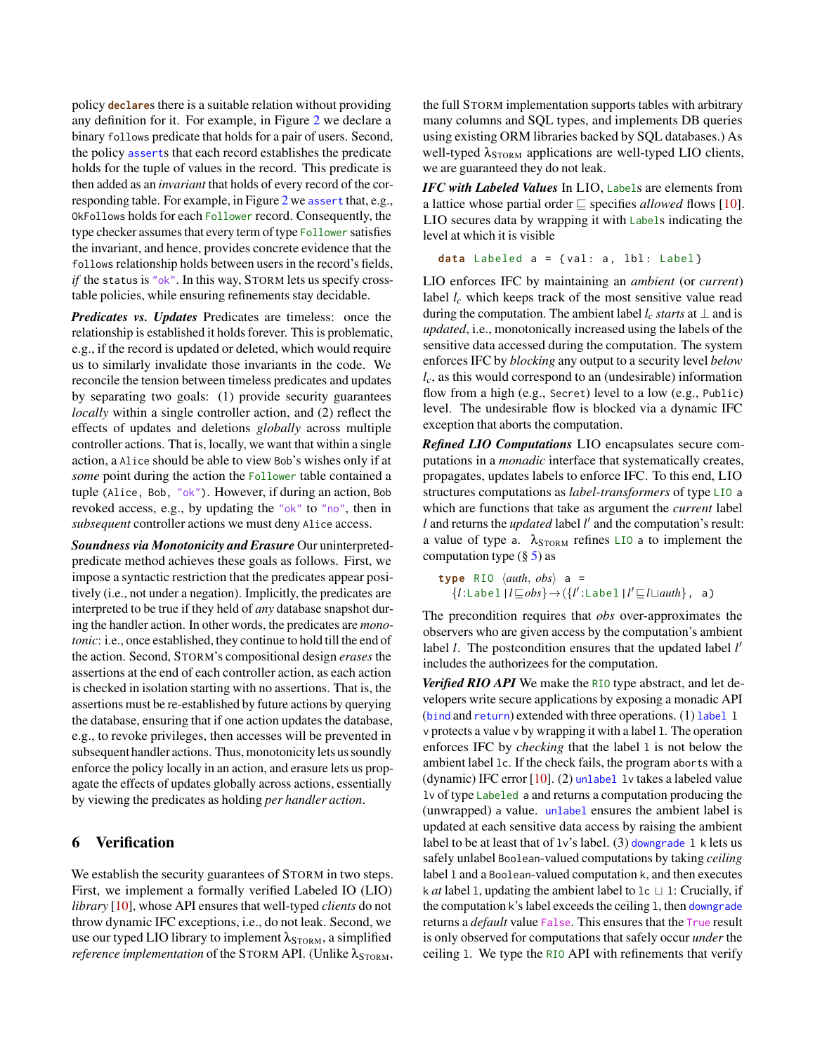policy **declare**s there is a suitable relation without providing any definition for it. For example, in Figure 2 we declare a binary `follows` predicate that holds for a pair of users. Second, the policy `assert`s that each record establishes the predicate holds for the tuple of values in the record. This predicate is then added as an *invariant* that holds of every record of the corresponding table. For example, in Figure 2 we `assert` that, e.g., `OkFollows` holds for each `Follower` record. Consequently, the type checker assumes that every term of type `Follower` satisfies the invariant, and hence, provides concrete evidence that the `follows` relationship holds between users in the record's fields, *if* the `status` is `"ok"`. In this way, STORM lets us specify cross-table policies, while ensuring refinements stay decidable.

***Predicates vs. Updates*** Predicates are timeless: once the relationship is established it holds forever. This is problematic, e.g., if the record is updated or deleted, which would require us to similarly invalidate those invariants in the code. We reconcile the tension between timeless predicates and updates by separating two goals: (1) provide security guarantees *locally* within a single controller action, and (2) reflect the effects of updates and deletions *globally* across multiple controller actions. That is, locally, we want that within a single action, a `Alice` should be able to view `Bob`'s wishes only if at *some* point during the action the `Follower` table contained a tuple `(Alice, Bob, "ok")`. However, if during an action, `Bob` revoked access, e.g., by updating the `"ok"` to `"no"`, then in *subsequent* controller actions we must deny `Alice` access.

***Soundness via Monotonicity and Erasure*** Our uninterpreted-predicate method achieves these goals as follows. First, we impose a syntactic restriction that the predicates appear positively (i.e., not under a negation). Implicitly, the predicates are interpreted to be true if they held of *any* database snapshot during the handler action. In other words, the predicates are *monotonic*: i.e., once established, they continue to hold till the end of the action. Second, STORM's compositional design *erases* the assertions at the end of each controller action, as each action is checked in isolation starting with no assertions. That is, the assertions must be re-established by future actions by querying the database, ensuring that if one action updates the database, e.g., to revoke privileges, then accesses will be prevented in subsequent handler actions. Thus, monotonicity lets us soundly enforce the policy locally in an action, and erasure lets us propagate the effects of updates globally across actions, essentially by viewing the predicates as holding *per handler action*.

## 6 Verification

We establish the security guarantees of STORM in two steps. First, we implement a formally verified Labeled IO (LIO) *library* [10], whose API ensures that well-typed *clients* do not throw dynamic IFC exceptions, i.e., do not leak. Second, we use our typed LIO library to implement $\lambda_{\text{STORM}}$, a simplified *reference implementation* of the STORM API. (Unlike $\lambda_{\text{STORM}}$, the full STORM implementation supports tables with arbitrary many columns and SQL types, and implements DB queries using existing ORM libraries backed by SQL databases.) As well-typed $\lambda_{\text{STORM}}$ applications are well-typed LIO clients, we are guaranteed they do not leak.

***IFC with Labeled Values*** In LIO, `Label`s are elements from a lattice whose partial order $\sqsubseteq$ specifies *allowed* flows [10]. LIO secures data by wrapping it with `Label`s indicating the level at which it is visible

```
data Labeled a = {val: a, lbl: Label}
```

LIO enforces IFC by maintaining an *ambient* (or *current*) label $l_c$ which keeps track of the most sensitive value read during the computation. The ambient label $l_c$ *starts* at $\bot$ and is *updated*, i.e., monotonically increased using the labels of the sensitive data accessed during the computation. The system enforces IFC by *blocking* any output to a security level *below* $l_c$, as this would correspond to an (undesirable) information flow from a high (e.g., `Secret`) level to a low (e.g., `Public`) level. The undesirable flow is blocked via a dynamic IFC exception that aborts the computation.

***Refined LIO Computations*** LIO encapsulates secure computations in a *monadic* interface that systematically creates, propagates, updates labels to enforce IFC. To this end, LIO structures computations as *label-transformers* of type `LIO a` which are functions that take as argument the *current* label $l$ and returns the *updated* label $l'$ and the computation's result: a value of type `a`. $\lambda_{\text{STORM}}$ refines `LIO a` to implement the computation type (§ 5) as

$$\texttt{type RIO}\ \langle auth,\ obs\rangle\ \texttt{a} = \{l\texttt{:Label} \mid l \sqsubseteq obs\} \rightarrow (\{l'\texttt{:Label} \mid l' \sqsubseteq l \sqcup auth\},\ \texttt{a})$$

The precondition requires that *obs* over-approximates the observers who are given access by the computation's ambient label $l$. The postcondition ensures that the updated label $l'$ includes the authorizees for the computation.

***Verified RIO API*** We make the `RIO` type abstract, and let developers write secure applications by exposing a monadic API (`bind` and `return`) extended with three operations. (1) `label l v` protects a value `v` by wrapping it with a label `l`. The operation enforces IFC by *checking* that the label `l` is not below the ambient label `lc`. If the check fails, the program `abort`s with a (dynamic) IFC error [10]. (2) `unlabel lv` takes a labeled value `lv` of type `Labeled a` and returns a computation producing the (unwrapped) `a` value. `unlabel` ensures the ambient label is updated at each sensitive data access by raising the ambient label to be at least that of `lv`'s label. (3) `downgrade l k` lets us safely unlabel `Boolean`-valued computations by taking *ceiling* label `l` and a `Boolean`-valued computation `k`, and then executes `k` *at* label `l`, updating the ambient label to `lc` $\sqcup$ `l`: Crucially, if the computation `k`'s label exceeds the ceiling `l`, then `downgrade` returns a *default* value `False`. This ensures that the `True` result is only observed for computations that safely occur *under* the ceiling `l`. We type the `RIO` API with refinements that verify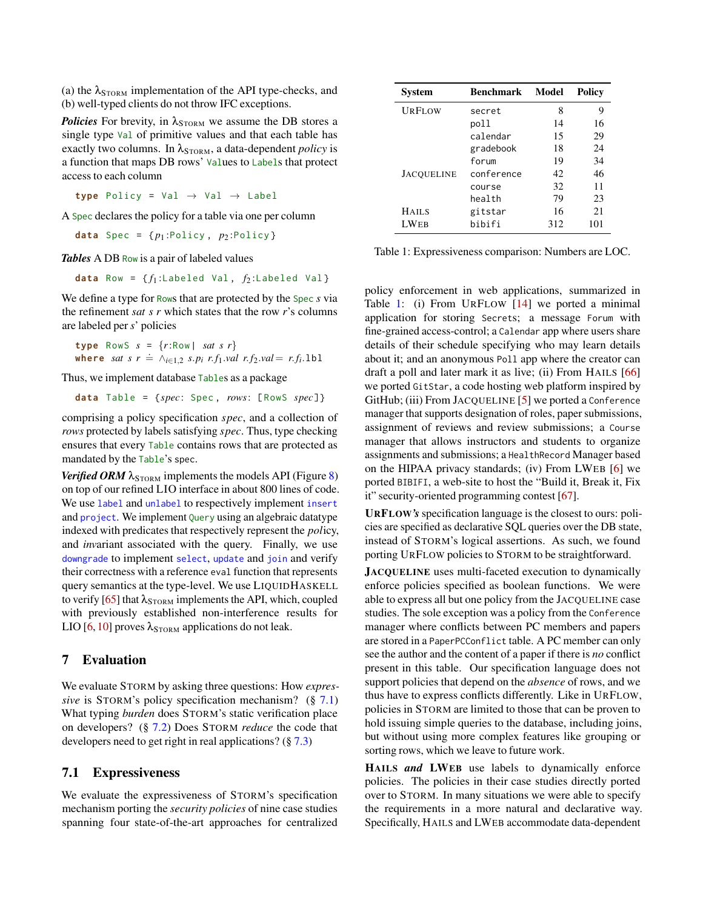(a) the $\lambda_{\text{STORM}}$ implementation of the API type-checks, and (b) well-typed clients do not throw IFC exceptions.

***Policies*** For brevity, in $\lambda_{\text{STORM}}$ we assume the DB stores a single type `Val` of primitive values and that each table has exactly two columns. In $\lambda_{\text{STORM}}$, a data-dependent *policy* is a function that maps DB rows' `Val`ues to `Label`s that protect access to each column

```
type Policy = Val → Val → Label
```

A `Spec` declares the policy for a table via one per column

```
data Spec = {p1:Policy, p2:Policy}
```

***Tables*** A DB `Row` is a pair of labeled values

```
data Row = {f1:Labeled Val, f2:Labeled Val}
```

We define a type for `Row`s that are protected by the `Spec` *s* via the refinement *sat s r* which states that the row *r*'s columns are labeled per *s*' policies

```
type RowS s = {r:Row| sat s r}
where sat s r ≐ ∧i∈1,2 s.pi r.f1.val r.f2.val= r.fi.lbl
```

Thus, we implement database `Table`s as a package

```
data Table = {spec: Spec, rows: [RowS spec]}
```

comprising a policy specification *spec*, and a collection of *rows* protected by labels satisfying *spec*. Thus, type checking ensures that every `Table` contains rows that are protected as mandated by the `Table`'s `spec`.

***Verified ORM*** $\lambda_{\text{STORM}}$ implements the models API (Figure 8) on top of our refined LIO interface in about 800 lines of code. We use `label` and `unlabel` to respectively implement `insert` and `project`. We implement `Query` using an algebraic datatype indexed with predicates that respectively represent the *pol*icy, and *inv*ariant associated with the query. Finally, we use `downgrade` to implement `select`, `update` and `join` and verify their correctness with a reference `eval` function that represents query semantics at the type-level. We use LIQUIDHASKELL to verify [65] that $\lambda_{\text{STORM}}$ implements the API, which, coupled with previously established non-interference results for LIO [6, 10] proves $\lambda_{\text{STORM}}$ applications do not leak.

## 7 Evaluation

We evaluate STORM by asking three questions: How *expressive* is STORM's policy specification mechanism? (§ 7.1) What typing *burden* does STORM's static verification place on developers? (§ 7.2) Does STORM *reduce* the code that developers need to get right in real applications? (§ 7.3)

### 7.1 Expressiveness

We evaluate the expressiveness of STORM's specification mechanism porting the *security policies* of nine case studies spanning four state-of-the-art approaches for centralized policy enforcement in web applications, summarized in Table 1: (i) From URFLOW [14] we ported a minimal application for storing `Secret`s; a message `Forum` with fine-grained access-control; a `Calendar` app where users share details of their schedule specifying who may learn details about it; and an anonymous `Poll` app where the creator can draft a poll and later mark it as live; (ii) From HAILS [66] we ported `GitStar`, a code hosting web platform inspired by GitHub; (iii) From JACQUELINE [5] we ported a `Conference` manager that supports designation of roles, paper submissions, assignment of reviews and review submissions; a `Course` manager that allows instructors and students to organize assignments and submissions; a `HealthRecord` Manager based on the HIPAA privacy standards; (iv) From LWEB [6] we ported `BIBIFI`, a web-site to host the "Build it, Break it, Fix it" security-oriented programming contest [67].

| System | Benchmark | Model | Policy |
|---|---|---|---|
| URFLOW | `secret` | 8 | 9 |
| | `poll` | 14 | 16 |
| | `calendar` | 15 | 29 |
| | `gradebook` | 18 | 24 |
| | `forum` | 19 | 34 |
| JACQUELINE | `conference` | 42 | 46 |
| | `course` | 32 | 11 |
| | `health` | 79 | 23 |
| HAILS | `gitstar` | 16 | 21 |
| LWEB | `bibifi` | 312 | 101 |

Table 1: Expressiveness comparison: Numbers are LOC.

**URFLOW*'s*** specification language is the closest to ours: policies are specified as declarative SQL queries over the DB state, instead of STORM's logical assertions. As such, we found porting URFLOW policies to STORM to be straightforward.

**JACQUELINE** uses multi-faceted execution to dynamically enforce policies specified as boolean functions. We were able to express all but one policy from the JACQUELINE case studies. The sole exception was a policy from the `Conference` manager where conflicts between PC members and papers are stored in a `PaperPCConflict` table. A PC member can only see the author and the content of a paper if there is *no* conflict present in this table. Our specification language does not support policies that depend on the *absence* of rows, and we thus have to express conflicts differently. Like in URFLOW, policies in STORM are limited to those that can be proven to hold issuing simple queries to the database, including joins, but without using more complex features like grouping or sorting rows, which we leave to future work.

**HAILS *and* LWEB** use labels to dynamically enforce policies. The policies in their case studies directly ported over to STORM. In many situations we were able to specify the requirements in a more natural and declarative way. Specifically, HAILS and LWEB accommodate data-dependent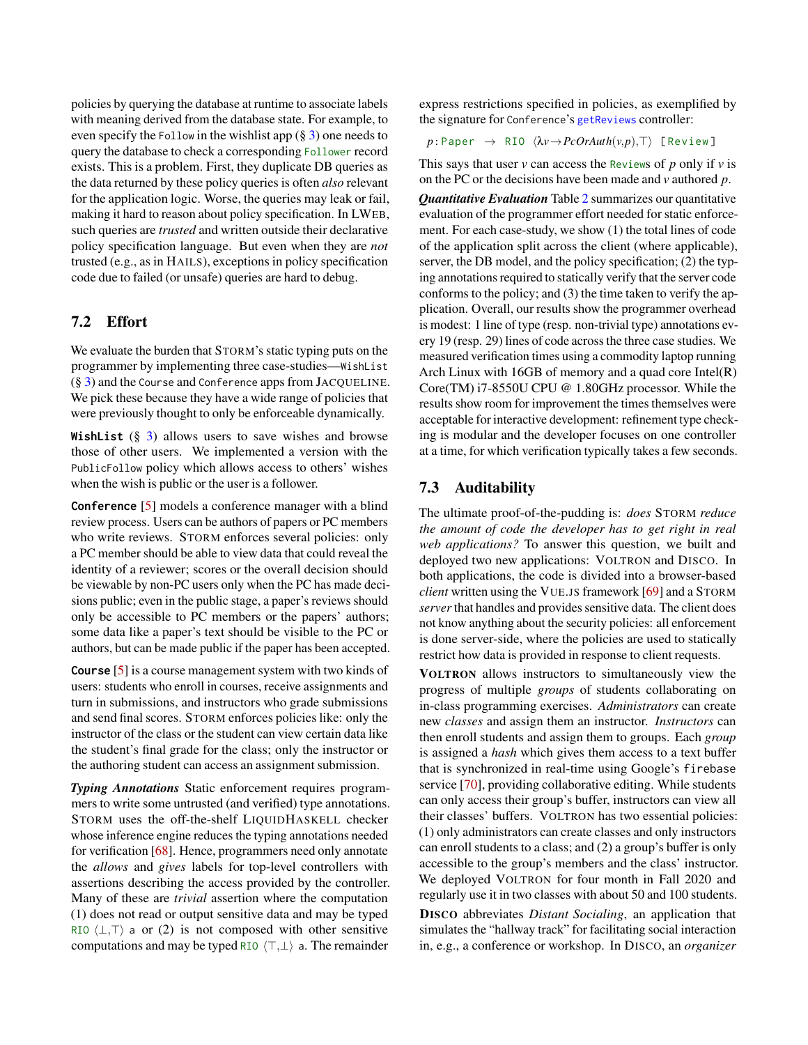policies by querying the database at runtime to associate labels with meaning derived from the database state. For example, to even specify the `Follow` in the wishlist app (§ 3) one needs to query the database to check a corresponding `Follower` record exists. This is a problem. First, they duplicate DB queries as the data returned by these policy queries is often *also* relevant for the application logic. Worse, the queries may leak or fail, making it hard to reason about policy specification. In LWEB, such queries are *trusted* and written outside their declarative policy specification language. But even when they are *not* trusted (e.g., as in HAILS), exceptions in policy specification code due to failed (or unsafe) queries are hard to debug.

## 7.2 Effort

We evaluate the burden that STORM's static typing puts on the programmer by implementing three case-studies—`WishList` (§ 3) and the `Course` and `Conference` apps from JACQUELINE. We pick these because they have a wide range of policies that were previously thought to only be enforceable dynamically.

**`WishList`** (§ 3) allows users to save wishes and browse those of other users. We implemented a version with the `PublicFollow` policy which allows access to others' wishes when the wish is public or the user is a follower.

**`Conference`** [5] models a conference manager with a blind review process. Users can be authors of papers or PC members who write reviews. STORM enforces several policies: only a PC member should be able to view data that could reveal the identity of a reviewer; scores or the overall decision should be viewable by non-PC users only when the PC has made decisions public; even in the public stage, a paper's reviews should only be accessible to PC members or the papers' authors; some data like a paper's text should be visible to the PC or authors, but can be made public if the paper has been accepted.

**`Course`** [5] is a course management system with two kinds of users: students who enroll in courses, receive assignments and turn in submissions, and instructors who grade submissions and send final scores. STORM enforces policies like: only the instructor of the class or the student can view certain data like the student's final grade for the class; only the instructor or the authoring student can access an assignment submission.

***Typing Annotations*** Static enforcement requires programmers to write some untrusted (and verified) type annotations. STORM uses the off-the-shelf LIQUIDHASKELL checker whose inference engine reduces the typing annotations needed for verification [68]. Hence, programmers need only annotate the *allows* and *gives* labels for top-level controllers with assertions describing the access provided by the controller. Many of these are *trivial* assertion where the computation (1) does not read or output sensitive data and may be typed `RIO` $\langle\bot,\top\rangle$ `a` or (2) is not composed with other sensitive computations and may be typed `RIO` $\langle\top,\bot\rangle$ `a`. The remainder express restrictions specified in policies, as exemplified by the signature for `Conference`'s `getReviews` controller:

$$p{:}\texttt{Paper} \;\rightarrow\; \texttt{RIO}\;\langle \lambda v \rightarrow PcOrAuth(v,p), \top\rangle\;\texttt{[Review]}$$

This says that user $v$ can access the `Review`s of $p$ only if $v$ is on the PC or the decisions have been made and $v$ authored $p$.

***Quantitative Evaluation*** Table 2 summarizes our quantitative evaluation of the programmer effort needed for static enforcement. For each case-study, we show (1) the total lines of code of the application split across the client (where applicable), server, the DB model, and the policy specification; (2) the typing annotations required to statically verify that the server code conforms to the policy; and (3) the time taken to verify the application. Overall, our results show the programmer overhead is modest: 1 line of type (resp. non-trivial type) annotations every 19 (resp. 29) lines of code across the three case studies. We measured verification times using a commodity laptop running Arch Linux with 16GB of memory and a quad core Intel(R) Core(TM) i7-8550U CPU @ 1.80GHz processor. While the results show room for improvement the times themselves were acceptable for interactive development: refinement type checking is modular and the developer focuses on one controller at a time, for which verification typically takes a few seconds.

## 7.3 Auditability

The ultimate proof-of-the-pudding is: *does* STORM *reduce the amount of code the developer has to get right in real web applications?* To answer this question, we built and deployed two new applications: VOLTRON and DISCO. In both applications, the code is divided into a browser-based *client* written using the VUE.JS framework [69] and a STORM *server* that handles and provides sensitive data. The client does not know anything about the security policies: all enforcement is done server-side, where the policies are used to statically restrict how data is provided in response to client requests.

**VOLTRON** allows instructors to simultaneously view the progress of multiple *groups* of students collaborating on in-class programming exercises. *Administrators* can create new *classes* and assign them an instructor. *Instructors* can then enroll students and assign them to groups. Each *group* is assigned a *hash* which gives them access to a text buffer that is synchronized in real-time using Google's `firebase` service [70], providing collaborative editing. While students can only access their group's buffer, instructors can view all their classes' buffers. VOLTRON has two essential policies: (1) only administrators can create classes and only instructors can enroll students to a class; and (2) a group's buffer is only accessible to the group's members and the class' instructor. We deployed VOLTRON for four month in Fall 2020 and regularly use it in two classes with about 50 and 100 students.

**DISCO** abbreviates *Distant Socialing*, an application that simulates the "hallway track" for facilitating social interaction in, e.g., a conference or workshop. In DISCO, an *organizer*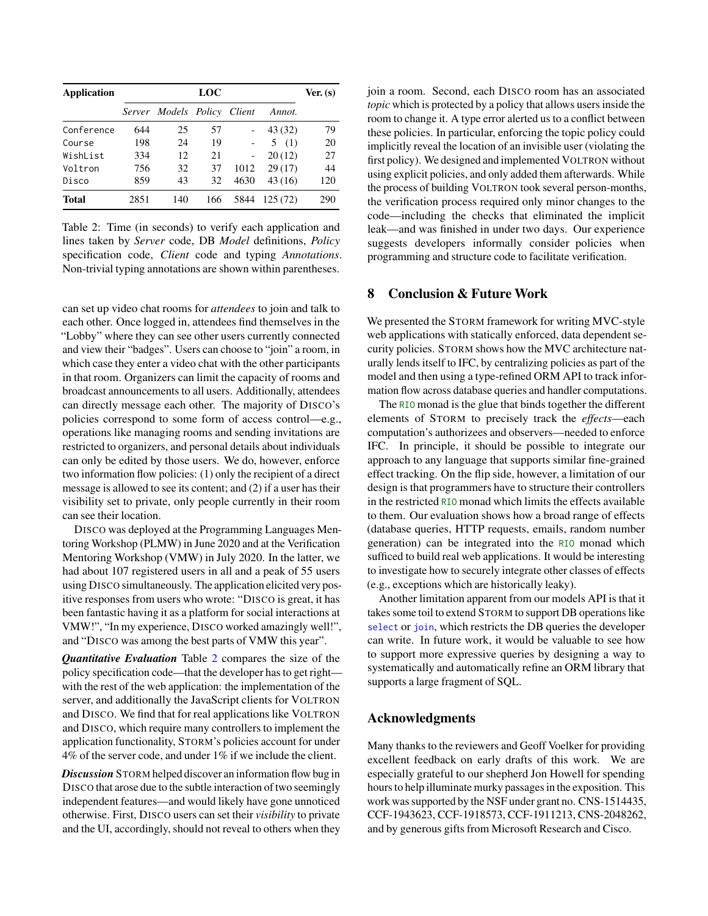| **Application** | **LOC** | | | | | **Ver. (s)** |
|---|---|---|---|---|---|---|
| | *Server* | *Models* | *Policy* | *Client* | *Annot.* | |
| `Conference` | 644 | 25 | 57 | - | 43 (32) | 79 |
| `Course` | 198 | 24 | 19 | - | 5 (1) | 20 |
| `WishList` | 334 | 12 | 21 | - | 20 (12) | 27 |
| `Voltron` | 756 | 32 | 37 | 1012 | 29 (17) | 44 |
| `Disco` | 859 | 43 | 32 | 4630 | 43 (16) | 120 |
| **Total** | 2851 | 140 | 166 | 5844 | 125 (72) | 290 |

Table 2: Time (in seconds) to verify each application and lines taken by *Server* code, DB *Model* definitions, *Policy* specification code, *Client* code and typing *Annotations*. Non-trivial typing annotations are shown within parentheses.

can set up video chat rooms for *attendees* to join and talk to each other. Once logged in, attendees find themselves in the "Lobby" where they can see other users currently connected and view their "badges". Users can choose to "join" a room, in which case they enter a video chat with the other participants in that room. Organizers can limit the capacity of rooms and broadcast announcements to all users. Additionally, attendees can directly message each other. The majority of DISCO's policies correspond to some form of access control—e.g., operations like managing rooms and sending invitations are restricted to organizers, and personal details about individuals can only be edited by those users. We do, however, enforce two information flow policies: (1) only the recipient of a direct message is allowed to see its content; and (2) if a user has their visibility set to private, only people currently in their room can see their location.

DISCO was deployed at the Programming Languages Mentoring Workshop (PLMW) in June 2020 and at the Verification Mentoring Workshop (VMW) in July 2020. In the latter, we had about 107 registered users in all and a peak of 55 users using DISCO simultaneously. The application elicited very positive responses from users who wrote: "DISCO is great, it has been fantastic having it as a platform for social interactions at VMW!", "In my experience, DISCO worked amazingly well!", and "DISCO was among the best parts of VMW this year".

***Quantitative Evaluation*** Table 2 compares the size of the policy specification code—that the developer has to get right—with the rest of the web application: the implementation of the server, and additionally the JavaScript clients for VOLTRON and DISCO. We find that for real applications like VOLTRON and DISCO, which require many controllers to implement the application functionality, STORM's policies account for under 4% of the server code, and under 1% if we include the client.

***Discussion*** STORM helped discover an information flow bug in DISCO that arose due to the subtle interaction of two seemingly independent features—and would likely have gone unnoticed otherwise. First, DISCO users can set their *visibility* to private and the UI, accordingly, should not reveal to others when they join a room. Second, each DISCO room has an associated *topic* which is protected by a policy that allows users inside the room to change it. A type error alerted us to a conflict between these policies. In particular, enforcing the topic policy could implicitly reveal the location of an invisible user (violating the first policy). We designed and implemented VOLTRON without using explicit policies, and only added them afterwards. While the process of building VOLTRON took several person-months, the verification process required only minor changes to the code—including the checks that eliminated the implicit leak—and was finished in under two days. Our experience suggests developers informally consider policies when programming and structure code to facilitate verification.

## 8 Conclusion & Future Work

We presented the STORM framework for writing MVC-style web applications with statically enforced, data dependent security policies. STORM shows how the MVC architecture naturally lends itself to IFC, by centralizing policies as part of the model and then using a type-refined ORM API to track information flow across database queries and handler computations.

The `RIO` monad is the glue that binds together the different elements of STORM to precisely track the *effects*—each computation's authorizees and observers—needed to enforce IFC. In principle, it should be possible to integrate our approach to any language that supports similar fine-grained effect tracking. On the flip side, however, a limitation of our design is that programmers have to structure their controllers in the restricted `RIO` monad which limits the effects available to them. Our evaluation shows how a broad range of effects (database queries, HTTP requests, emails, random number generation) can be integrated into the `RIO` monad which sufficed to build real web applications. It would be interesting to investigate how to securely integrate other classes of effects (e.g., exceptions which are historically leaky).

Another limitation apparent from our models API is that it takes some toil to extend STORM to support DB operations like `select` or `join`, which restricts the DB queries the developer can write. In future work, it would be valuable to see how to support more expressive queries by designing a way to systematically and automatically refine an ORM library that supports a large fragment of SQL.

## Acknowledgments

Many thanks to the reviewers and Geoff Voelker for providing excellent feedback on early drafts of this work. We are especially grateful to our shepherd Jon Howell for spending hours to help illuminate murky passages in the exposition. This work was supported by the NSF under grant no. CNS-1514435, CCF-1943623, CCF-1918573, CCF-1911213, CNS-2048262, and by generous gifts from Microsoft Research and Cisco.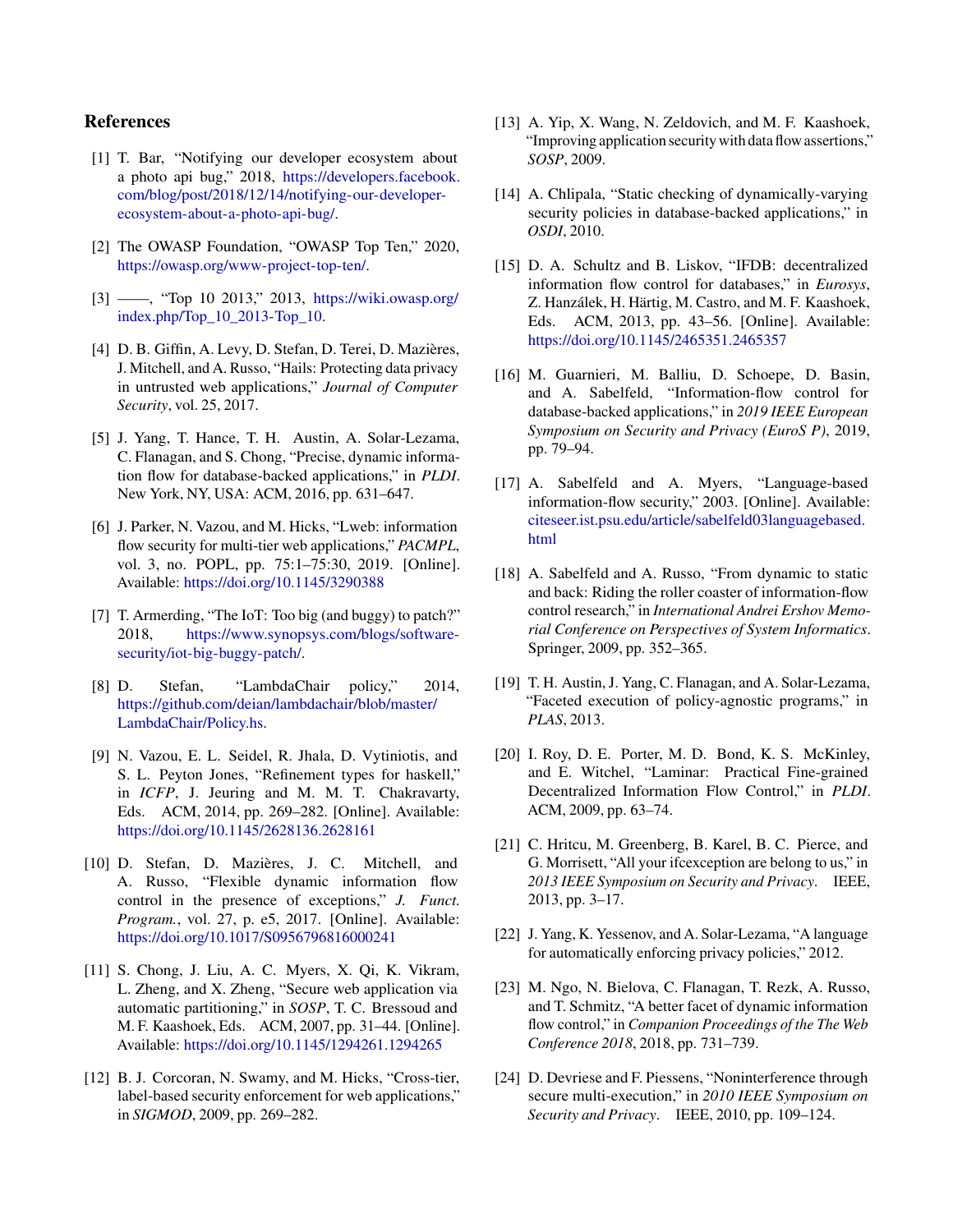## References

[1] T. Bar, "Notifying our developer ecosystem about a photo api bug," 2018, https://developers.facebook.com/blog/post/2018/12/14/notifying-our-developer-ecosystem-about-a-photo-api-bug/.

[2] The OWASP Foundation, "OWASP Top Ten," 2020, https://owasp.org/www-project-top-ten/.

[3] ——, "Top 10 2013," 2013, https://wiki.owasp.org/index.php/Top_10_2013-Top_10.

[4] D. B. Giffin, A. Levy, D. Stefan, D. Terei, D. Mazières, J. Mitchell, and A. Russo, "Hails: Protecting data privacy in untrusted web applications," *Journal of Computer Security*, vol. 25, 2017.

[5] J. Yang, T. Hance, T. H. Austin, A. Solar-Lezama, C. Flanagan, and S. Chong, "Precise, dynamic information flow for database-backed applications," in *PLDI*. New York, NY, USA: ACM, 2016, pp. 631–647.

[6] J. Parker, N. Vazou, and M. Hicks, "Lweb: information flow security for multi-tier web applications," *PACMPL*, vol. 3, no. POPL, pp. 75:1–75:30, 2019. [Online]. Available: https://doi.org/10.1145/3290388

[7] T. Armerding, "The IoT: Too big (and buggy) to patch?" 2018, https://www.synopsys.com/blogs/software-security/iot-big-buggy-patch/.

[8] D. Stefan, "LambdaChair policy," 2014, https://github.com/deian/lambdachair/blob/master/LambdaChair/Policy.hs.

[9] N. Vazou, E. L. Seidel, R. Jhala, D. Vytiniotis, and S. L. Peyton Jones, "Refinement types for haskell," in *ICFP*, J. Jeuring and M. M. T. Chakravarty, Eds. ACM, 2014, pp. 269–282. [Online]. Available: https://doi.org/10.1145/2628136.2628161

[10] D. Stefan, D. Mazières, J. C. Mitchell, and A. Russo, "Flexible dynamic information flow control in the presence of exceptions," *J. Funct. Program.*, vol. 27, p. e5, 2017. [Online]. Available: https://doi.org/10.1017/S0956796816000241

[11] S. Chong, J. Liu, A. C. Myers, X. Qi, K. Vikram, L. Zheng, and X. Zheng, "Secure web application via automatic partitioning," in *SOSP*, T. C. Bressoud and M. F. Kaashoek, Eds. ACM, 2007, pp. 31–44. [Online]. Available: https://doi.org/10.1145/1294261.1294265

[12] B. J. Corcoran, N. Swamy, and M. Hicks, "Cross-tier, label-based security enforcement for web applications," in *SIGMOD*, 2009, pp. 269–282.

[13] A. Yip, X. Wang, N. Zeldovich, and M. F. Kaashoek, "Improving application security with data flow assertions," *SOSP*, 2009.

[14] A. Chlipala, "Static checking of dynamically-varying security policies in database-backed applications," in *OSDI*, 2010.

[15] D. A. Schultz and B. Liskov, "IFDB: decentralized information flow control for databases," in *Eurosys*, Z. Hanzálek, H. Härtig, M. Castro, and M. F. Kaashoek, Eds. ACM, 2013, pp. 43–56. [Online]. Available: https://doi.org/10.1145/2465351.2465357

[16] M. Guarnieri, M. Balliu, D. Schoepe, D. Basin, and A. Sabelfeld, "Information-flow control for database-backed applications," in *2019 IEEE European Symposium on Security and Privacy (EuroS P)*, 2019, pp. 79–94.

[17] A. Sabelfeld and A. Myers, "Language-based information-flow security," 2003. [Online]. Available: citeseer.ist.psu.edu/article/sabelfeld03languagebased.html

[18] A. Sabelfeld and A. Russo, "From dynamic to static and back: Riding the roller coaster of information-flow control research," in *International Andrei Ershov Memorial Conference on Perspectives of System Informatics*. Springer, 2009, pp. 352–365.

[19] T. H. Austin, J. Yang, C. Flanagan, and A. Solar-Lezama, "Faceted execution of policy-agnostic programs," in *PLAS*, 2013.

[20] I. Roy, D. E. Porter, M. D. Bond, K. S. McKinley, and E. Witchel, "Laminar: Practical Fine-grained Decentralized Information Flow Control," in *PLDI*. ACM, 2009, pp. 63–74.

[21] C. Hritcu, M. Greenberg, B. Karel, B. C. Pierce, and G. Morrisett, "All your ifcexception are belong to us," in *2013 IEEE Symposium on Security and Privacy*. IEEE, 2013, pp. 3–17.

[22] J. Yang, K. Yessenov, and A. Solar-Lezama, "A language for automatically enforcing privacy policies," 2012.

[23] M. Ngo, N. Bielova, C. Flanagan, T. Rezk, A. Russo, and T. Schmitz, "A better facet of dynamic information flow control," in *Companion Proceedings of the The Web Conference 2018*, 2018, pp. 731–739.

[24] D. Devriese and F. Piessens, "Noninterference through secure multi-execution," in *2010 IEEE Symposium on Security and Privacy*. IEEE, 2010, pp. 109–124.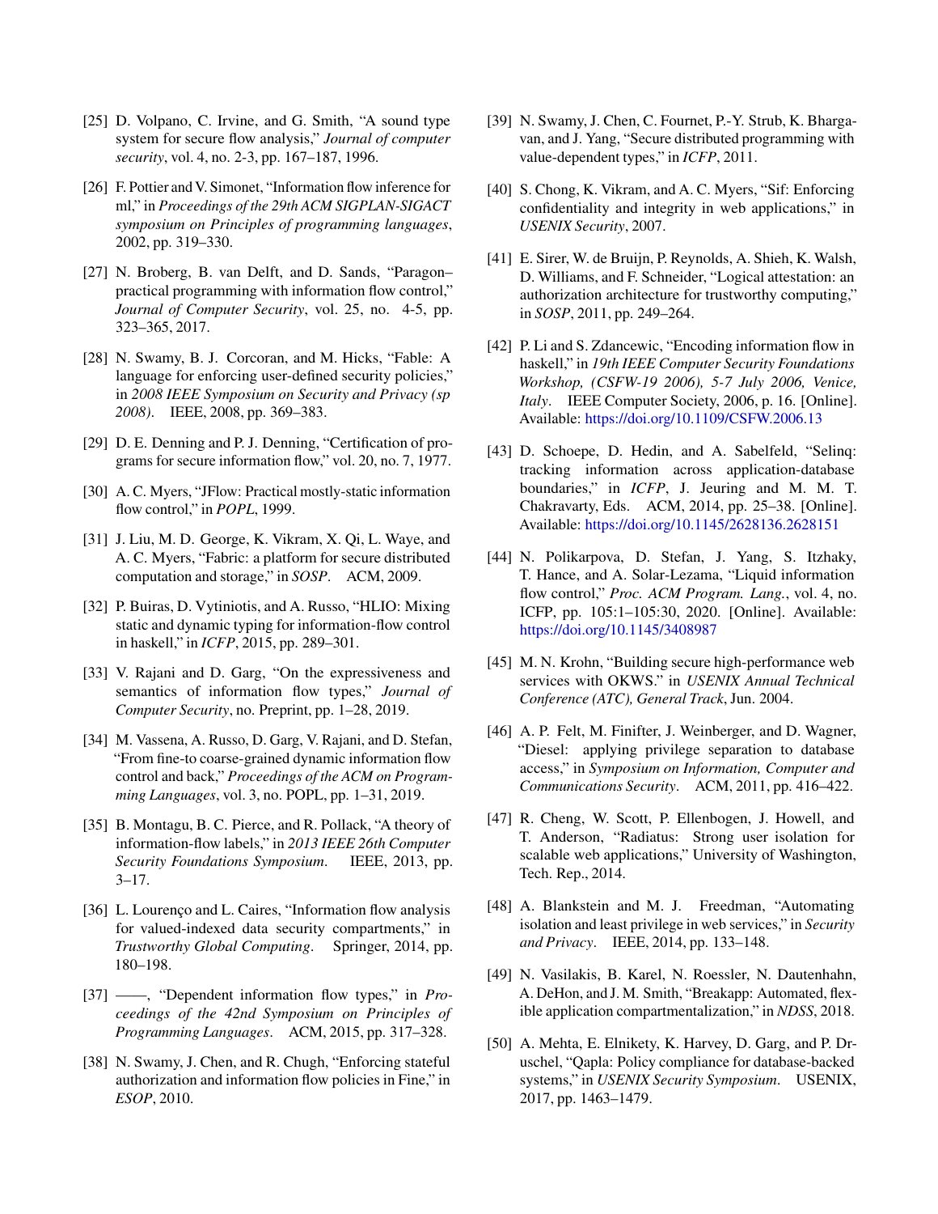[25] D. Volpano, C. Irvine, and G. Smith, "A sound type system for secure flow analysis," *Journal of computer security*, vol. 4, no. 2-3, pp. 167–187, 1996.

[26] F. Pottier and V. Simonet, "Information flow inference for ml," in *Proceedings of the 29th ACM SIGPLAN-SIGACT symposium on Principles of programming languages*, 2002, pp. 319–330.

[27] N. Broberg, B. van Delft, and D. Sands, "Paragon– practical programming with information flow control," *Journal of Computer Security*, vol. 25, no. 4-5, pp. 323–365, 2017.

[28] N. Swamy, B. J. Corcoran, and M. Hicks, "Fable: A language for enforcing user-defined security policies," in *2008 IEEE Symposium on Security and Privacy (sp 2008)*. IEEE, 2008, pp. 369–383.

[29] D. E. Denning and P. J. Denning, "Certification of programs for secure information flow," vol. 20, no. 7, 1977.

[30] A. C. Myers, "JFlow: Practical mostly-static information flow control," in *POPL*, 1999.

[31] J. Liu, M. D. George, K. Vikram, X. Qi, L. Waye, and A. C. Myers, "Fabric: a platform for secure distributed computation and storage," in *SOSP*. ACM, 2009.

[32] P. Buiras, D. Vytiniotis, and A. Russo, "HLIO: Mixing static and dynamic typing for information-flow control in haskell," in *ICFP*, 2015, pp. 289–301.

[33] V. Rajani and D. Garg, "On the expressiveness and semantics of information flow types," *Journal of Computer Security*, no. Preprint, pp. 1–28, 2019.

[34] M. Vassena, A. Russo, D. Garg, V. Rajani, and D. Stefan, "From fine-to coarse-grained dynamic information flow control and back," *Proceedings of the ACM on Programming Languages*, vol. 3, no. POPL, pp. 1–31, 2019.

[35] B. Montagu, B. C. Pierce, and R. Pollack, "A theory of information-flow labels," in *2013 IEEE 26th Computer Security Foundations Symposium*. IEEE, 2013, pp. 3–17.

[36] L. Lourenço and L. Caires, "Information flow analysis for valued-indexed data security compartments," in *Trustworthy Global Computing*. Springer, 2014, pp. 180–198.

[37] ——, "Dependent information flow types," in *Proceedings of the 42nd Symposium on Principles of Programming Languages*. ACM, 2015, pp. 317–328.

[38] N. Swamy, J. Chen, and R. Chugh, "Enforcing stateful authorization and information flow policies in Fine," in *ESOP*, 2010.

[39] N. Swamy, J. Chen, C. Fournet, P.-Y. Strub, K. Bhargavan, and J. Yang, "Secure distributed programming with value-dependent types," in *ICFP*, 2011.

[40] S. Chong, K. Vikram, and A. C. Myers, "Sif: Enforcing confidentiality and integrity in web applications," in *USENIX Security*, 2007.

[41] E. Sirer, W. de Bruijn, P. Reynolds, A. Shieh, K. Walsh, D. Williams, and F. Schneider, "Logical attestation: an authorization architecture for trustworthy computing," in *SOSP*, 2011, pp. 249–264.

[42] P. Li and S. Zdancewic, "Encoding information flow in haskell," in *19th IEEE Computer Security Foundations Workshop, (CSFW-19 2006), 5-7 July 2006, Venice, Italy*. IEEE Computer Society, 2006, p. 16. [Online]. Available: https://doi.org/10.1109/CSFW.2006.13

[43] D. Schoepe, D. Hedin, and A. Sabelfeld, "Selinq: tracking information across application-database boundaries," in *ICFP*, J. Jeuring and M. M. T. Chakravarty, Eds. ACM, 2014, pp. 25–38. [Online]. Available: https://doi.org/10.1145/2628136.2628151

[44] N. Polikarpova, D. Stefan, J. Yang, S. Itzhaky, T. Hance, and A. Solar-Lezama, "Liquid information flow control," *Proc. ACM Program. Lang.*, vol. 4, no. ICFP, pp. 105:1–105:30, 2020. [Online]. Available: https://doi.org/10.1145/3408987

[45] M. N. Krohn, "Building secure high-performance web services with OKWS." in *USENIX Annual Technical Conference (ATC), General Track*, Jun. 2004.

[46] A. P. Felt, M. Finifter, J. Weinberger, and D. Wagner, "Diesel: applying privilege separation to database access," in *Symposium on Information, Computer and Communications Security*. ACM, 2011, pp. 416–422.

[47] R. Cheng, W. Scott, P. Ellenbogen, J. Howell, and T. Anderson, "Radiatus: Strong user isolation for scalable web applications," University of Washington, Tech. Rep., 2014.

[48] A. Blankstein and M. J. Freedman, "Automating isolation and least privilege in web services," in *Security and Privacy*. IEEE, 2014, pp. 133–148.

[49] N. Vasilakis, B. Karel, N. Roessler, N. Dautenhahn, A. DeHon, and J. M. Smith, "Breakapp: Automated, flexible application compartmentalization," in *NDSS*, 2018.

[50] A. Mehta, E. Elnikety, K. Harvey, D. Garg, and P. Druschel, "Qapla: Policy compliance for database-backed systems," in *USENIX Security Symposium*. USENIX, 2017, pp. 1463–1479.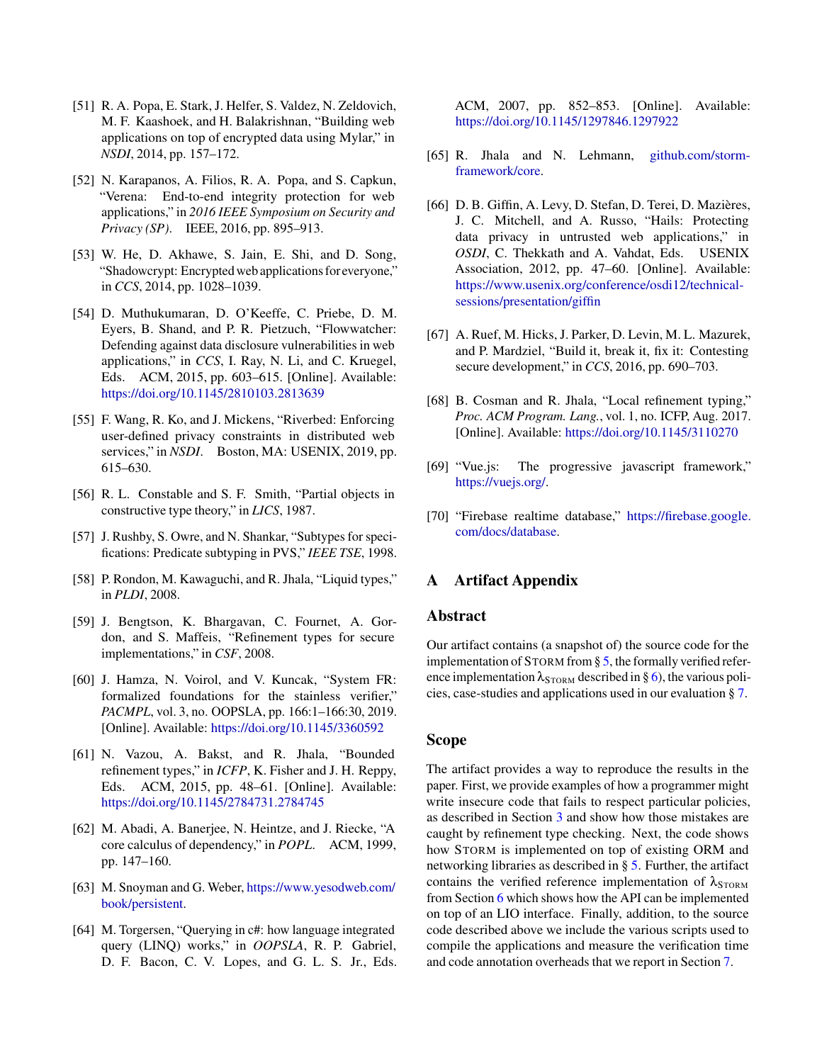[51] R. A. Popa, E. Stark, J. Helfer, S. Valdez, N. Zeldovich, M. F. Kaashoek, and H. Balakrishnan, "Building web applications on top of encrypted data using Mylar," in *NSDI*, 2014, pp. 157–172.

[52] N. Karapanos, A. Filios, R. A. Popa, and S. Capkun, "Verena: End-to-end integrity protection for web applications," in *2016 IEEE Symposium on Security and Privacy (SP)*. IEEE, 2016, pp. 895–913.

[53] W. He, D. Akhawe, S. Jain, E. Shi, and D. Song, "Shadowcrypt: Encrypted web applications for everyone," in *CCS*, 2014, pp. 1028–1039.

[54] D. Muthukumaran, D. O'Keeffe, C. Priebe, D. M. Eyers, B. Shand, and P. R. Pietzuch, "Flowwatcher: Defending against data disclosure vulnerabilities in web applications," in *CCS*, I. Ray, N. Li, and C. Kruegel, Eds. ACM, 2015, pp. 603–615. [Online]. Available: https://doi.org/10.1145/2810103.2813639

[55] F. Wang, R. Ko, and J. Mickens, "Riverbed: Enforcing user-defined privacy constraints in distributed web services," in *NSDI*. Boston, MA: USENIX, 2019, pp. 615–630.

[56] R. L. Constable and S. F. Smith, "Partial objects in constructive type theory," in *LICS*, 1987.

[57] J. Rushby, S. Owre, and N. Shankar, "Subtypes for specifications: Predicate subtyping in PVS," *IEEE TSE*, 1998.

[58] P. Rondon, M. Kawaguchi, and R. Jhala, "Liquid types," in *PLDI*, 2008.

[59] J. Bengtson, K. Bhargavan, C. Fournet, A. Gordon, and S. Maffeis, "Refinement types for secure implementations," in *CSF*, 2008.

[60] J. Hamza, N. Voirol, and V. Kuncak, "System FR: formalized foundations for the stainless verifier," *PACMPL*, vol. 3, no. OOPSLA, pp. 166:1–166:30, 2019. [Online]. Available: https://doi.org/10.1145/3360592

[61] N. Vazou, A. Bakst, and R. Jhala, "Bounded refinement types," in *ICFP*, K. Fisher and J. H. Reppy, Eds. ACM, 2015, pp. 48–61. [Online]. Available: https://doi.org/10.1145/2784731.2784745

[62] M. Abadi, A. Banerjee, N. Heintze, and J. Riecke, "A core calculus of dependency," in *POPL*. ACM, 1999, pp. 147–160.

[63] M. Snoyman and G. Weber, https://www.yesodweb.com/book/persistent.

[64] M. Torgersen, "Querying in c#: how language integrated query (LINQ) works," in *OOPSLA*, R. P. Gabriel, D. F. Bacon, C. V. Lopes, and G. L. S. Jr., Eds. ACM, 2007, pp. 852–853. [Online]. Available: https://doi.org/10.1145/1297846.1297922

[65] R. Jhala and N. Lehmann, github.com/storm-framework/core.

[66] D. B. Giffin, A. Levy, D. Stefan, D. Terei, D. Mazières, J. C. Mitchell, and A. Russo, "Hails: Protecting data privacy in untrusted web applications," in *OSDI*, C. Thekkath and A. Vahdat, Eds. USENIX Association, 2012, pp. 47–60. [Online]. Available: https://www.usenix.org/conference/osdi12/technical-sessions/presentation/giffin

[67] A. Ruef, M. Hicks, J. Parker, D. Levin, M. L. Mazurek, and P. Mardziel, "Build it, break it, fix it: Contesting secure development," in *CCS*, 2016, pp. 690–703.

[68] B. Cosman and R. Jhala, "Local refinement typing," *Proc. ACM Program. Lang.*, vol. 1, no. ICFP, Aug. 2017. [Online]. Available: https://doi.org/10.1145/3110270

[69] "Vue.js: The progressive javascript framework," https://vuejs.org/.

[70] "Firebase realtime database," https://firebase.google.com/docs/database.

# A Artifact Appendix

## Abstract

Our artifact contains (a snapshot of) the source code for the implementation of STORM from § 5, the formally verified reference implementation $\lambda_{\text{STORM}}$ described in § 6), the various policies, case-studies and applications used in our evaluation § 7.

## Scope

The artifact provides a way to reproduce the results in the paper. First, we provide examples of how a programmer might write insecure code that fails to respect particular policies, as described in Section 3 and show how those mistakes are caught by refinement type checking. Next, the code shows how STORM is implemented on top of existing ORM and networking libraries as described in § 5. Further, the artifact contains the verified reference implementation of $\lambda_{\text{STORM}}$ from Section 6 which shows how the API can be implemented on top of an LIO interface. Finally, addition, to the source code described above we include the various scripts used to compile the applications and measure the verification time and code annotation overheads that we report in Section 7.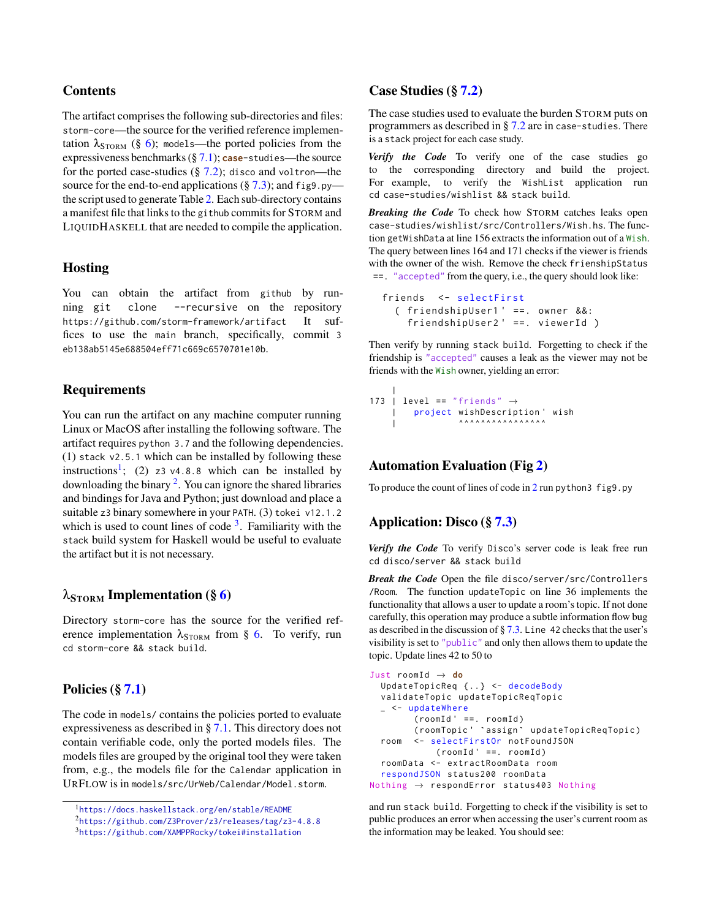## Contents

The artifact comprises the following sub-directories and files: `storm-core`—the source for the verified reference implementation $\lambda_{\text{STORM}}$ (§ 6); `models`—the ported policies from the expressiveness benchmarks (§ 7.1); `case-studies`—the source for the ported case-studies (§ 7.2); `disco` and `voltron`—the source for the end-to-end applications (§ 7.3); and `fig9.py`—the script used to generate Table 2. Each sub-directory contains a manifest file that links to the `github` commits for STORM and LIQUIDHASKELL that are needed to compile the application.

## Hosting

You can obtain the artifact from `github` by running `git clone --recursive` on the repository `https://github.com/storm-framework/artifact` It suffices to use the `main` branch, specifically, commit `3 eb138ab5145e688504eff71c669c6570701e10b`.

## Requirements

You can run the artifact on any machine computer running Linux or MacOS after installing the following software. The artifact requires `python 3.7` and the following dependencies. (1) `stack v2.5.1` which can be installed by following these instructions[1]; (2) `z3 v4.8.8` which can be installed by downloading the binary [2]. You can ignore the shared libraries and bindings for Java and Python; just download and place a suitable `z3` binary somewhere in your `PATH`. (3) `tokei v12.1.2` which is used to count lines of code [3]. Familiarity with the `stack` build system for Haskell would be useful to evaluate the artifact but it is not necessary.

## $\lambda_{\text{STORM}}$ Implementation (§ 6)

Directory `storm-core` has the source for the verified reference implementation $\lambda_{\text{STORM}}$ from § 6. To verify, run `cd storm-core && stack build`.

## Policies (§ 7.1)

The code in `models/` contains the policies ported to evaluate expressiveness as described in § 7.1. This directory does not contain verifiable code, only the ported models files. The models files are grouped by the original tool they were taken from, e.g., the models file for the `Calendar` application in URFLOW is in `models/src/UrWeb/Calendar/Model.storm`.

[1]https://docs.haskellstack.org/en/stable/README
[2]https://github.com/Z3Prover/z3/releases/tag/z3-4.8.8
[3]https://github.com/XAMPPRocky/tokei#installation

## Case Studies (§ 7.2)

The case studies used to evaluate the burden STORM puts on programmers as described in § 7.2 are in `case-studies`. There is a `stack` project for each case study.

***Verify the Code*** To verify one of the case studies go to the corresponding directory and build the project. For example, to verify the `WishList` application run `cd case-studies/wishlist && stack build`.

***Breaking the Code*** To check how STORM catches leaks open `case-studies/wishlist/src/Controllers/Wish.hs`. The function `getWishData` at line 156 extracts the information out of a `Wish`. The query between lines 164 and 171 checks if the viewer is friends with the owner of the wish. Remove the check `frienshipStatus ==. "accepted"` from the query, i.e., the query should look like:

```
friends   <- selectFirst
  ( friendshipUser1' ==. owner &&:
    friendshipUser2' ==. viewerId )
```

Then verify by running `stack build`. Forgetting to check if the friendship is `"accepted"` causes a leak as the viewer may not be friends with the `Wish` owner, yielding an error:

```
    |
173 | level == "friends" →
    |   project wishDescription' wish
    |           ^^^^^^^^^^^^^^^^
```

## Automation Evaluation (Fig 2)

To produce the count of lines of code in 2 run `python3 fig9.py`

## Application: Disco (§ 7.3)

***Verify the Code*** To verify Disco's server code is leak free run `cd disco/server && stack build`

***Break the Code*** Open the file `disco/server/src/Controllers/Room`. The function `updateTopic` on line 36 implements the functionality that allows a user to update a room's topic. If not done carefully, this operation may produce a subtle information flow bug as described in the discussion of § 7.3. `Line 42` checks that the user's visibility is set to `"public"` and only then allows them to update the topic. Update lines 42 to 50 to

```
Just roomId → do
  UpdateTopicReq {..} <- decodeBody
  validateTopic updateTopicReqTopic
  _ <- updateWhere
        (roomId' ==. roomId)
        (roomTopic' `assign` updateTopicReqTopic)
  room  <- selectFirstOr notFoundJSON
          (roomId' ==. roomId)
  roomData <- extractRoomData room
  respondJSON status200 roomData
Nothing → respondError status403 Nothing
```

and run `stack build`. Forgetting to check if the visibility is set to public produces an error when accessing the user's current room as the information may be leaked. You should see: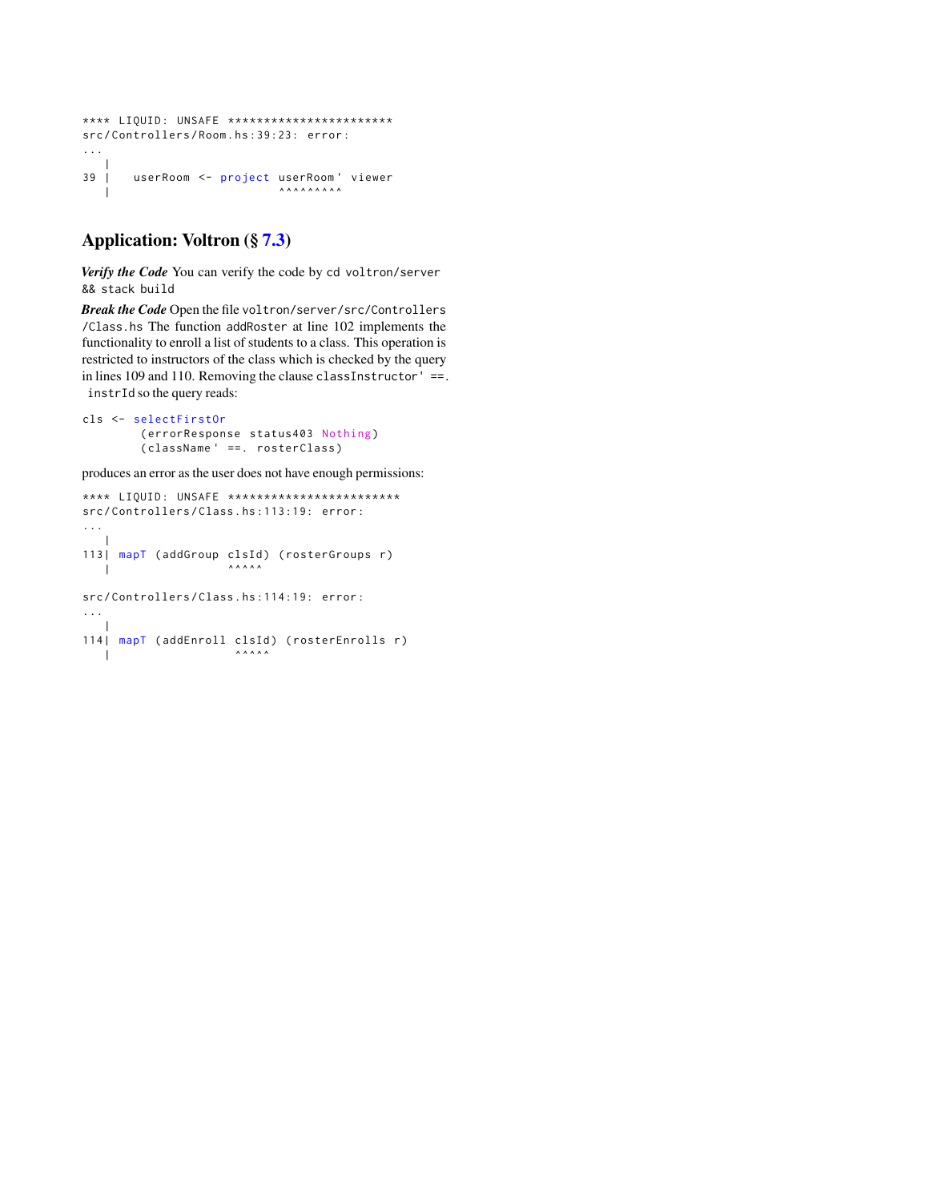```
**** LIQUID: UNSAFE ***********************
src/Controllers/Room.hs:39:23: error:
...
   |
39 |   userRoom <- project userRoom' viewer
   |                       ^^^^^^^^^
```

## Application: Voltron (§ 7.3)

***Verify the Code*** You can verify the code by `cd voltron/server && stack build`

***Break the Code*** Open the file `voltron/server/src/Controllers/Class.hs` The function `addRoster` at line 102 implements the functionality to enroll a list of students to a class. This operation is restricted to instructors of the class which is checked by the query in lines 109 and 110. Removing the clause `classInstructor' ==. instrId` so the query reads:

```
cls <- selectFirstOr
        (errorResponse status403 Nothing)
        (className' ==. rosterClass)
```

produces an error as the user does not have enough permissions:

```
**** LIQUID: UNSAFE ************************
src/Controllers/Class.hs:113:19: error:
...
   |
113| mapT (addGroup clsId) (rosterGroups r)
   |                ^^^^^

src/Controllers/Class.hs:114:19: error:
...
   |
114| mapT (addEnroll clsId) (rosterEnrolls r)
   |                 ^^^^^
```